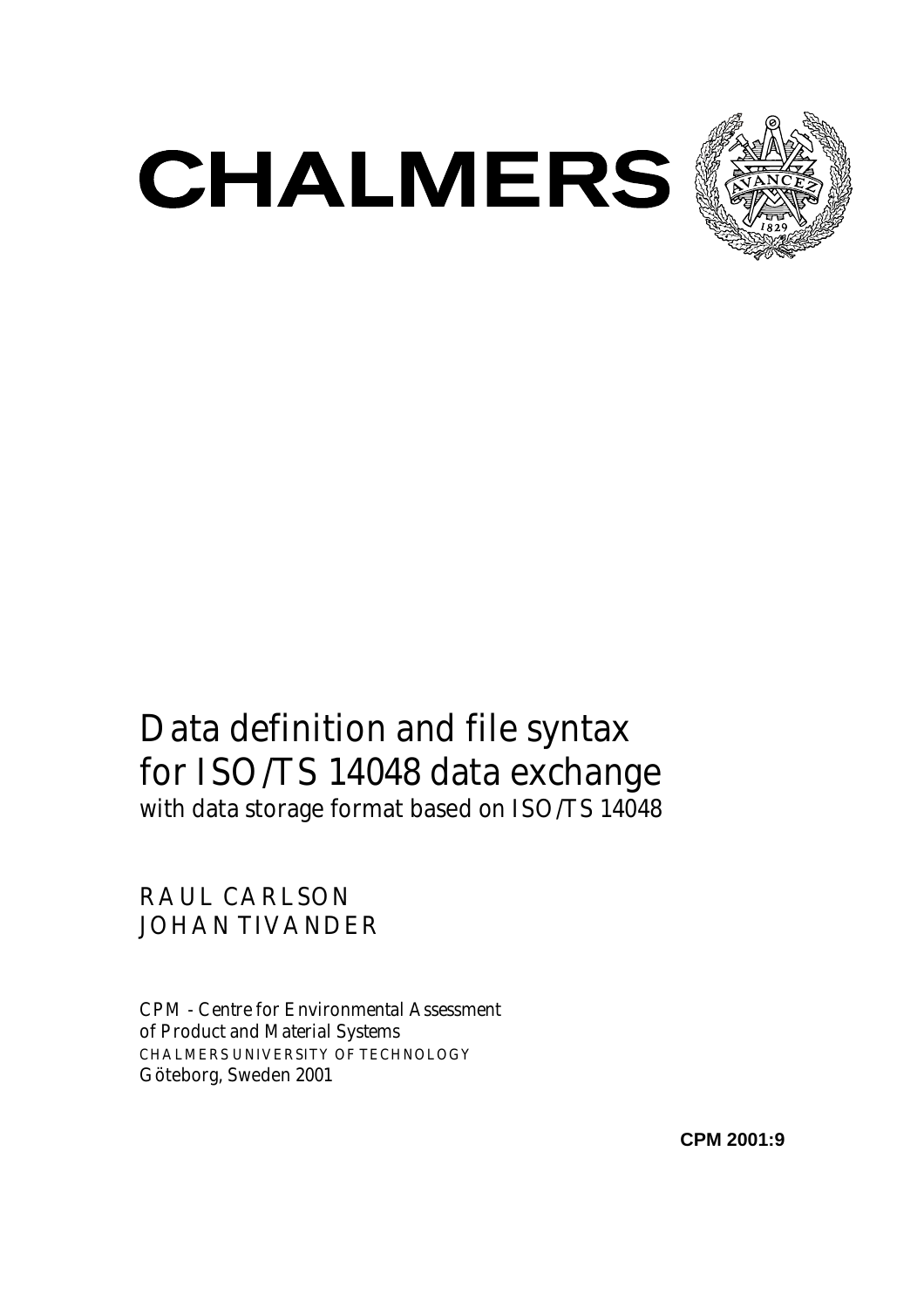# CHALMERS

# Data definition and file syntax for ISO/TS 14048 data exchange

with data storage format based on ISO/TS 14048

RAUL CARLSON
JOHAN TIVANDER

CPM - Centre for Environmental Assessment of Product and Material Systems
CHALMERS UNIVERSITY OF TECHNOLOGY
Göteborg, Sweden 2001

**CPM 2001:9**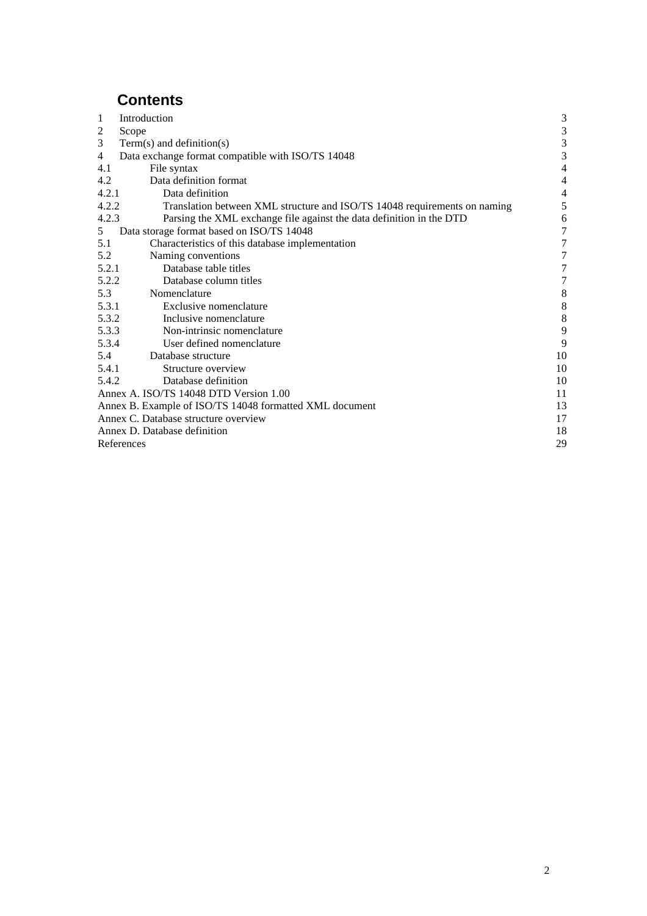# Contents

| | | |
|---|---|---|
| 1 | Introduction | 3 |
| 2 | Scope | 3 |
| 3 | Term(s) and definition(s) | 3 |
| 4 | Data exchange format compatible with ISO/TS 14048 | 3 |
| 4.1 | File syntax | 4 |
| 4.2 | Data definition format | 4 |
| 4.2.1 | Data definition | 4 |
| 4.2.2 | Translation between XML structure and ISO/TS 14048 requirements on naming | 5 |
| 4.2.3 | Parsing the XML exchange file against the data definition in the DTD | 6 |
| 5 | Data storage format based on ISO/TS 14048 | 7 |
| 5.1 | Characteristics of this database implementation | 7 |
| 5.2 | Naming conventions | 7 |
| 5.2.1 | Database table titles | 7 |
| 5.2.2 | Database column titles | 7 |
| 5.3 | Nomenclature | 8 |
| 5.3.1 | Exclusive nomenclature | 8 |
| 5.3.2 | Inclusive nomenclature | 8 |
| 5.3.3 | Non-intrinsic nomenclature | 9 |
| 5.3.4 | User defined nomenclature | 9 |
| 5.4 | Database structure | 10 |
| 5.4.1 | Structure overview | 10 |
| 5.4.2 | Database definition | 10 |
| Annex A. | ISO/TS 14048 DTD Version 1.00 | 11 |
| Annex B. | Example of ISO/TS 14048 formatted XML document | 13 |
| Annex C. | Database structure overview | 17 |
| Annex D. | Database definition | 18 |
| References | | 29 |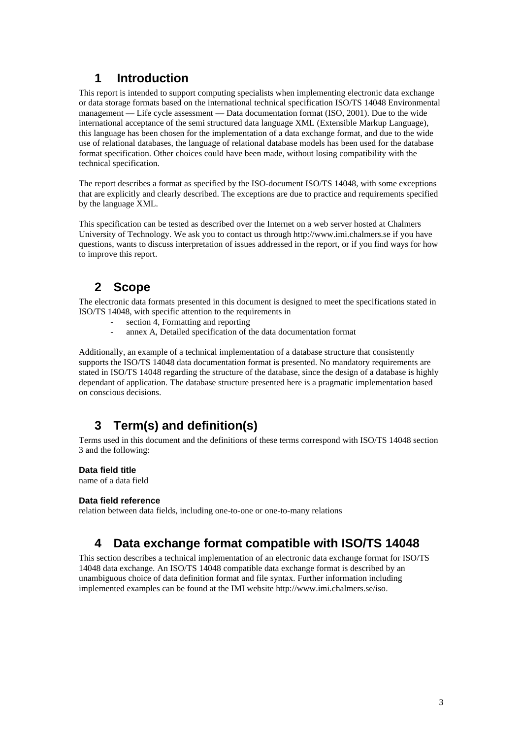# 1 Introduction

This report is intended to support computing specialists when implementing electronic data exchange or data storage formats based on the international technical specification ISO/TS 14048 Environmental management — Life cycle assessment — Data documentation format (ISO, 2001). Due to the wide international acceptance of the semi structured data language XML (Extensible Markup Language), this language has been chosen for the implementation of a data exchange format, and due to the wide use of relational databases, the language of relational database models has been used for the database format specification. Other choices could have been made, without losing compatibility with the technical specification.

The report describes a format as specified by the ISO-document ISO/TS 14048, with some exceptions that are explicitly and clearly described. The exceptions are due to practice and requirements specified by the language XML.

This specification can be tested as described over the Internet on a web server hosted at Chalmers University of Technology. We ask you to contact us through http://www.imi.chalmers.se if you have questions, wants to discuss interpretation of issues addressed in the report, or if you find ways for how to improve this report.

# 2 Scope

The electronic data formats presented in this document is designed to meet the specifications stated in ISO/TS 14048, with specific attention to the requirements in

- section 4, Formatting and reporting
- annex A, Detailed specification of the data documentation format

Additionally, an example of a technical implementation of a database structure that consistently supports the ISO/TS 14048 data documentation format is presented. No mandatory requirements are stated in ISO/TS 14048 regarding the structure of the database, since the design of a database is highly dependant of application. The database structure presented here is a pragmatic implementation based on conscious decisions.

# 3 Term(s) and definition(s)

Terms used in this document and the definitions of these terms correspond with ISO/TS 14048 section 3 and the following:

**Data field title**
name of a data field

**Data field reference**
relation between data fields, including one-to-one or one-to-many relations

# 4 Data exchange format compatible with ISO/TS 14048

This section describes a technical implementation of an electronic data exchange format for ISO/TS 14048 data exchange. An ISO/TS 14048 compatible data exchange format is described by an unambiguous choice of data definition format and file syntax. Further information including implemented examples can be found at the IMI website http://www.imi.chalmers.se/iso.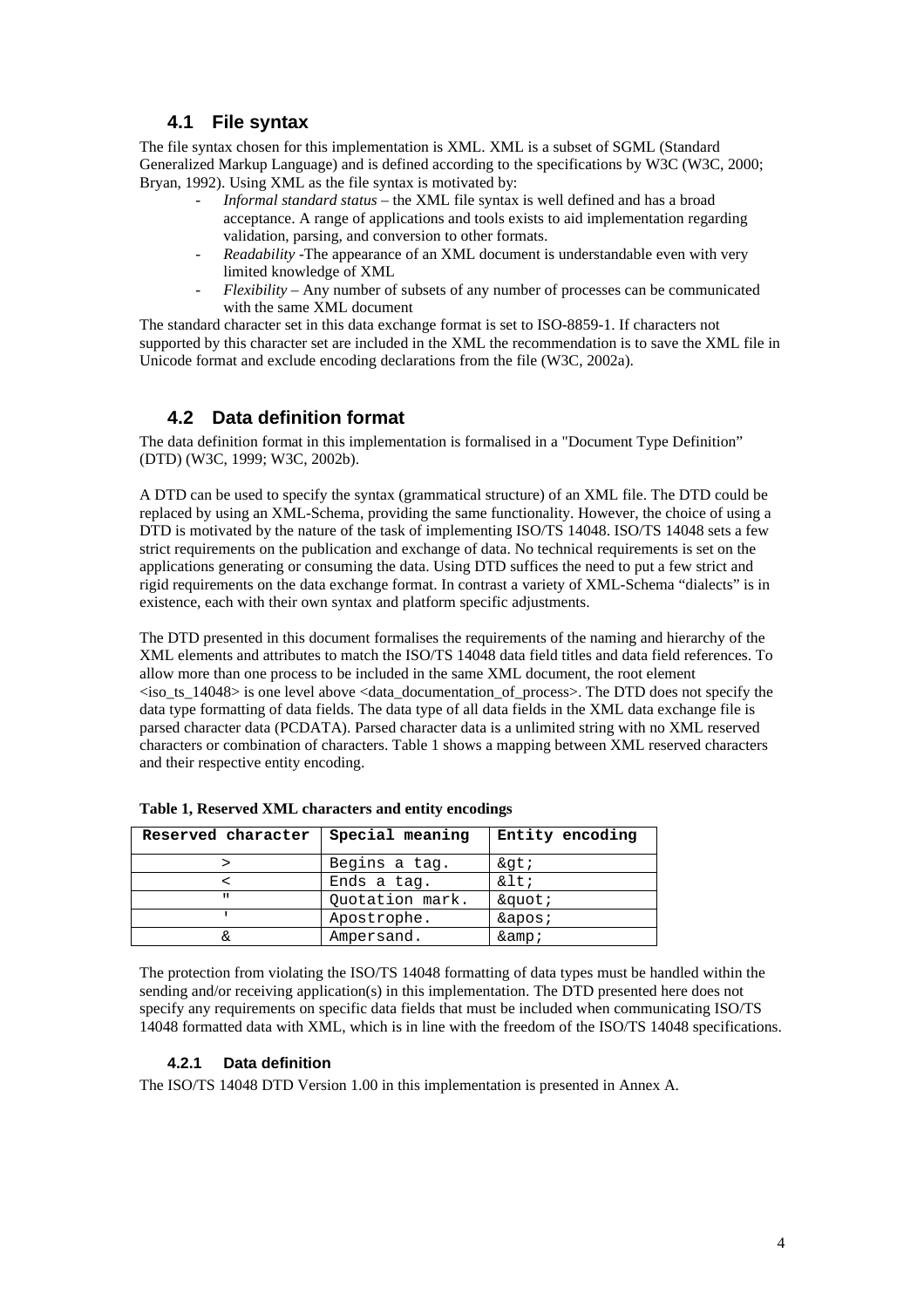## 4.1 File syntax

The file syntax chosen for this implementation is XML. XML is a subset of SGML (Standard Generalized Markup Language) and is defined according to the specifications by W3C (W3C, 2000; Bryan, 1992). Using XML as the file syntax is motivated by:

- *Informal standard status* – the XML file syntax is well defined and has a broad acceptance. A range of applications and tools exists to aid implementation regarding validation, parsing, and conversion to other formats.
- *Readability* -The appearance of an XML document is understandable even with very limited knowledge of XML
- *Flexibility* – Any number of subsets of any number of processes can be communicated with the same XML document

The standard character set in this data exchange format is set to ISO-8859-1. If characters not supported by this character set are included in the XML the recommendation is to save the XML file in Unicode format and exclude encoding declarations from the file (W3C, 2002a).

## 4.2 Data definition format

The data definition format in this implementation is formalised in a "Document Type Definition" (DTD) (W3C, 1999; W3C, 2002b).

A DTD can be used to specify the syntax (grammatical structure) of an XML file. The DTD could be replaced by using an XML-Schema, providing the same functionality. However, the choice of using a DTD is motivated by the nature of the task of implementing ISO/TS 14048. ISO/TS 14048 sets a few strict requirements on the publication and exchange of data. No technical requirements is set on the applications generating or consuming the data. Using DTD suffices the need to put a few strict and rigid requirements on the data exchange format. In contrast a variety of XML-Schema "dialects" is in existence, each with their own syntax and platform specific adjustments.

The DTD presented in this document formalises the requirements of the naming and hierarchy of the XML elements and attributes to match the ISO/TS 14048 data field titles and data field references. To allow more than one process to be included in the same XML document, the root element <iso_ts_14048> is one level above <data_documentation_of_process>. The DTD does not specify the data type formatting of data fields. The data type of all data fields in the XML data exchange file is parsed character data (PCDATA). Parsed character data is a unlimited string with no XML reserved characters or combination of characters. Table 1 shows a mapping between XML reserved characters and their respective entity encoding.

**Table 1, Reserved XML characters and entity encodings**

| Reserved character | Special meaning | Entity encoding |
|---|---|---|
| > | Begins a tag. | &gt; |
| < | Ends a tag. | &lt; |
| " | Quotation mark. | &quot; |
| ' | Apostrophe. | &apos; |
| & | Ampersand. | &amp; |

The protection from violating the ISO/TS 14048 formatting of data types must be handled within the sending and/or receiving application(s) in this implementation. The DTD presented here does not specify any requirements on specific data fields that must be included when communicating ISO/TS 14048 formatted data with XML, which is in line with the freedom of the ISO/TS 14048 specifications.

### 4.2.1 Data definition

The ISO/TS 14048 DTD Version 1.00 in this implementation is presented in Annex A.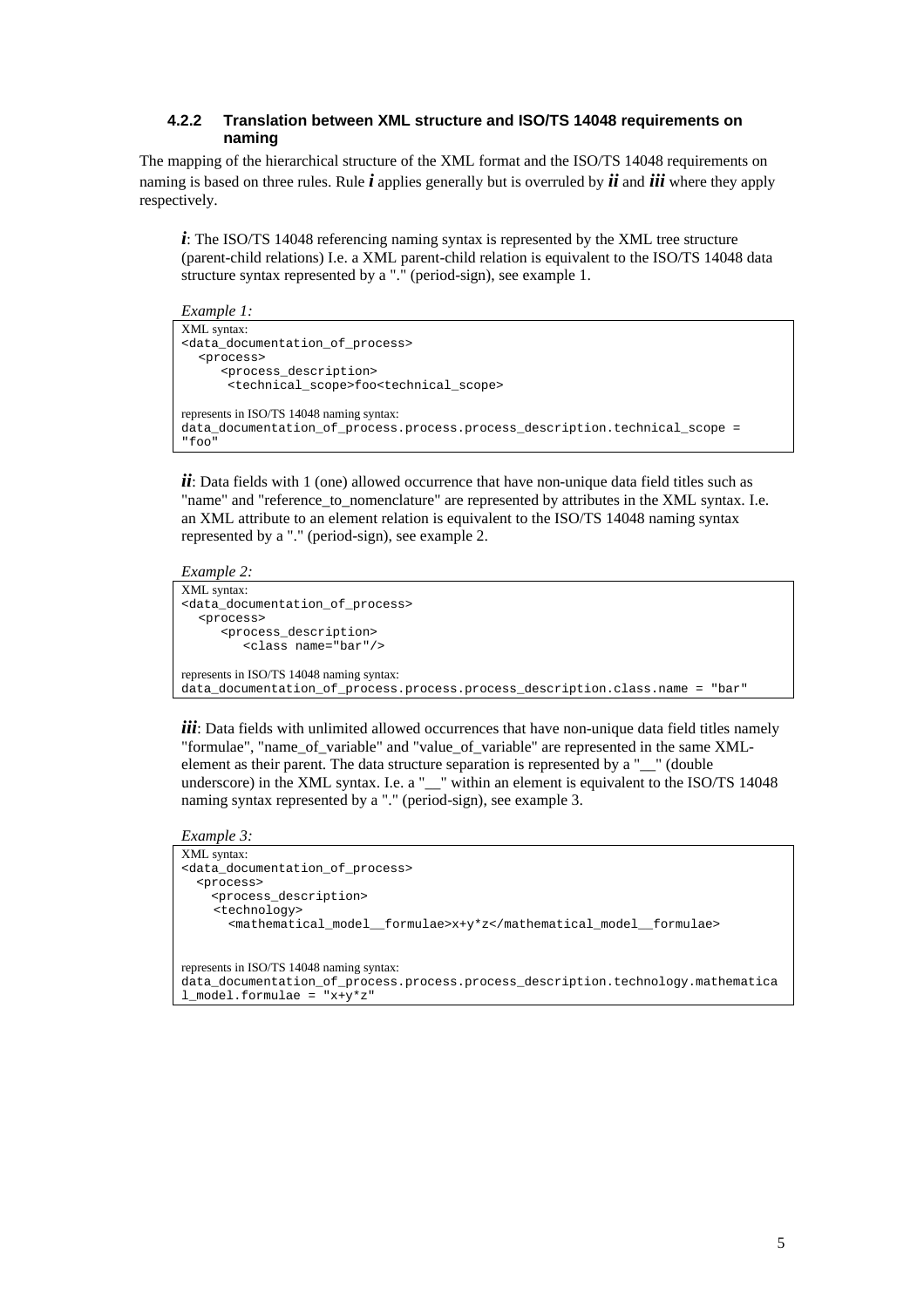#### 4.2.2 Translation between XML structure and ISO/TS 14048 requirements on naming

The mapping of the hierarchical structure of the XML format and the ISO/TS 14048 requirements on naming is based on three rules. Rule ***i*** applies generally but is overruled by ***ii*** and ***iii*** where they apply respectively.

***i***: The ISO/TS 14048 referencing naming syntax is represented by the XML tree structure (parent-child relations) I.e. a XML parent-child relation is equivalent to the ISO/TS 14048 data structure syntax represented by a "." (period-sign), see example 1.

*Example 1:*

```
XML syntax:
<data_documentation_of_process>
  <process>
     <process_description>
      <technical_scope>foo<technical_scope>

represents in ISO/TS 14048 naming syntax:
data_documentation_of_process.process.process_description.technical_scope =
"foo"
```

***ii***: Data fields with 1 (one) allowed occurrence that have non-unique data field titles such as "name" and "reference_to_nomenclature" are represented by attributes in the XML syntax. I.e. an XML attribute to an element relation is equivalent to the ISO/TS 14048 naming syntax represented by a "." (period-sign), see example 2.

*Example 2:*

```
XML syntax:
<data_documentation_of_process>
  <process>
     <process_description>
        <class name="bar"/>

represents in ISO/TS 14048 naming syntax:
data_documentation_of_process.process.process_description.class.name = "bar"
```

***iii***: Data fields with unlimited allowed occurrences that have non-unique data field titles namely "formulae", "name_of_variable" and "value_of_variable" are represented in the same XML-element as their parent. The data structure separation is represented by a "__" (double underscore) in the XML syntax. I.e. a "__" within an element is equivalent to the ISO/TS 14048 naming syntax represented by a "." (period-sign), see example 3.

*Example 3:*

```
XML syntax:
<data_documentation_of_process>
  <process>
    <process_description>
    <technology>
      <mathematical_model__formulae>x+y*z</mathematical_model__formulae>


represents in ISO/TS 14048 naming syntax:
data_documentation_of_process.process.process_description.technology.mathematica
l_model.formulae = "x+y*z"
```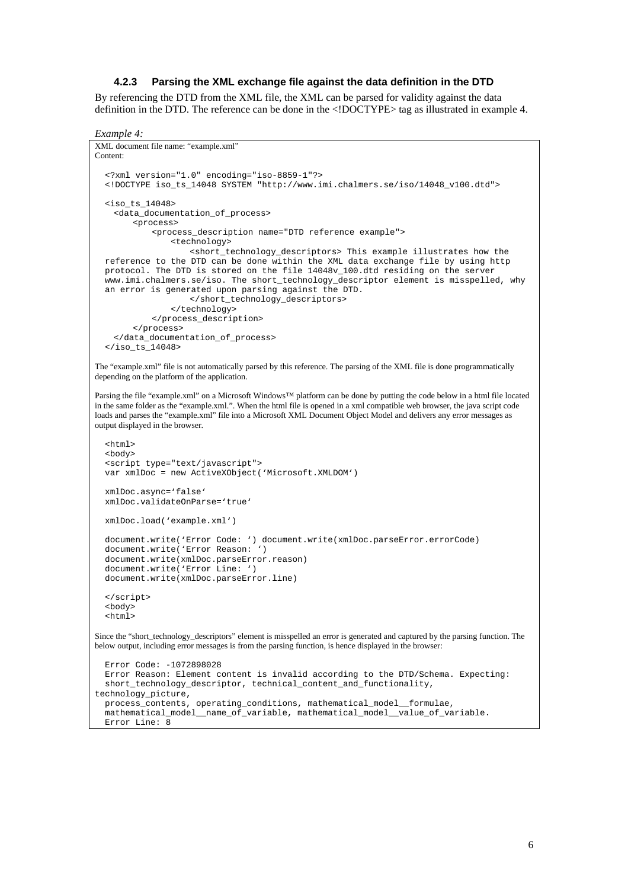#### 4.2.3 Parsing the XML exchange file against the data definition in the DTD

By referencing the DTD from the XML file, the XML can be parsed for validity against the data definition in the DTD. The reference can be done in the <!DOCTYPE> tag as illustrated in example 4.

*Example 4:*

XML document file name: “example.xml”
Content:

```
<?xml version="1.0" encoding="iso-8859-1"?>
<!DOCTYPE iso_ts_14048 SYSTEM "http://www.imi.chalmers.se/iso/14048_v100.dtd">

<iso_ts_14048>
  <data_documentation_of_process>
      <process>
          <process_description name="DTD reference example">
              <technology>
                  <short_technology_descriptors> This example illustrates how the
reference to the DTD can be done within the XML data exchange file by using http
protocol. The DTD is stored on the file 14048v_100.dtd residing on the server
www.imi.chalmers.se/iso. The short_technology_descriptor element is misspelled, why
an error is generated upon parsing against the DTD.
                  </short_technology_descriptors>
              </technology>
          </process_description>
      </process>
  </data_documentation_of_process>
</iso_ts_14048>
```

The “example.xml” file is not automatically parsed by this reference. The parsing of the XML file is done programmatically depending on the platform of the application.

Parsing the file “example.xml” on a Microsoft Windows™ platform can be done by putting the code below in a html file located in the same folder as the “example.xml.”. When the html file is opened in a xml compatible web browser, the java script code loads and parses the “example.xml” file into a Microsoft XML Document Object Model and delivers any error messages as output displayed in the browser.

```
<html>
<body>
<script type="text/javascript">
var xmlDoc = new ActiveXObject('Microsoft.XMLDOM')

xmlDoc.async='false'
xmlDoc.validateOnParse='true'

xmlDoc.load('example.xml')

document.write('Error Code: ') document.write(xmlDoc.parseError.errorCode)
document.write('Error Reason: ')
document.write(xmlDoc.parseError.reason)
document.write('Error Line: ')
document.write(xmlDoc.parseError.line)

</script>
<body>
<html>
```

Since the “short_technology_descriptors” element is misspelled an error is generated and captured by the parsing function. The below output, including error messages is from the parsing function, is hence displayed in the browser:

```
Error Code: -1072898028
Error Reason: Element content is invalid according to the DTD/Schema. Expecting:
short_technology_descriptor, technical_content_and_functionality,
technology_picture,
process_contents, operating_conditions, mathematical_model__formulae,
mathematical_model__name_of_variable, mathematical_model__value_of_variable.
Error Line: 8
```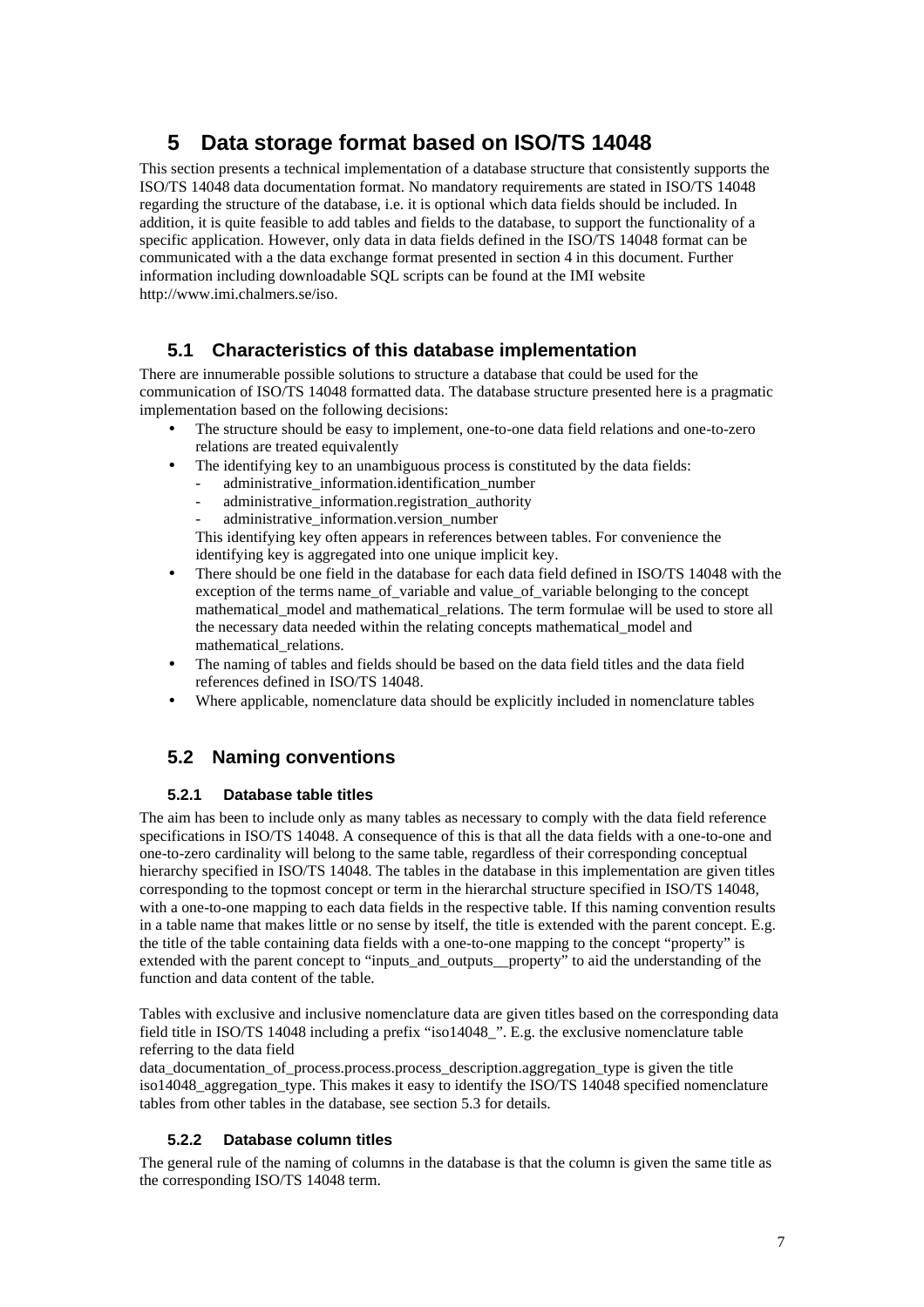# 5 Data storage format based on ISO/TS 14048

This section presents a technical implementation of a database structure that consistently supports the ISO/TS 14048 data documentation format. No mandatory requirements are stated in ISO/TS 14048 regarding the structure of the database, i.e. it is optional which data fields should be included. In addition, it is quite feasible to add tables and fields to the database, to support the functionality of a specific application. However, only data in data fields defined in the ISO/TS 14048 format can be communicated with a the data exchange format presented in section 4 in this document. Further information including downloadable SQL scripts can be found at the IMI website http://www.imi.chalmers.se/iso.

## 5.1 Characteristics of this database implementation

There are innumerable possible solutions to structure a database that could be used for the communication of ISO/TS 14048 formatted data. The database structure presented here is a pragmatic implementation based on the following decisions:

- The structure should be easy to implement, one-to-one data field relations and one-to-zero relations are treated equivalently
- The identifying key to an unambiguous process is constituted by the data fields:
  - administrative_information.identification_number
  - administrative_information.registration_authority
  - administrative_information.version_number

  This identifying key often appears in references between tables. For convenience the identifying key is aggregated into one unique implicit key.
- There should be one field in the database for each data field defined in ISO/TS 14048 with the exception of the terms name_of_variable and value_of_variable belonging to the concept mathematical_model and mathematical_relations. The term formulae will be used to store all the necessary data needed within the relating concepts mathematical_model and mathematical_relations.
- The naming of tables and fields should be based on the data field titles and the data field references defined in ISO/TS 14048.
- Where applicable, nomenclature data should be explicitly included in nomenclature tables

## 5.2 Naming conventions

### 5.2.1 Database table titles

The aim has been to include only as many tables as necessary to comply with the data field reference specifications in ISO/TS 14048. A consequence of this is that all the data fields with a one-to-one and one-to-zero cardinality will belong to the same table, regardless of their corresponding conceptual hierarchy specified in ISO/TS 14048. The tables in the database in this implementation are given titles corresponding to the topmost concept or term in the hierarchal structure specified in ISO/TS 14048, with a one-to-one mapping to each data fields in the respective table. If this naming convention results in a table name that makes little or no sense by itself, the title is extended with the parent concept. E.g. the title of the table containing data fields with a one-to-one mapping to the concept "property" is extended with the parent concept to "inputs_and_outputs__property" to aid the understanding of the function and data content of the table.

Tables with exclusive and inclusive nomenclature data are given titles based on the corresponding data field title in ISO/TS 14048 including a prefix "iso14048_". E.g. the exclusive nomenclature table referring to the data field data_documentation_of_process.process.process_description.aggregation_type is given the title iso14048_aggregation_type. This makes it easy to identify the ISO/TS 14048 specified nomenclature tables from other tables in the database, see section 5.3 for details.

### 5.2.2 Database column titles

The general rule of the naming of columns in the database is that the column is given the same title as the corresponding ISO/TS 14048 term.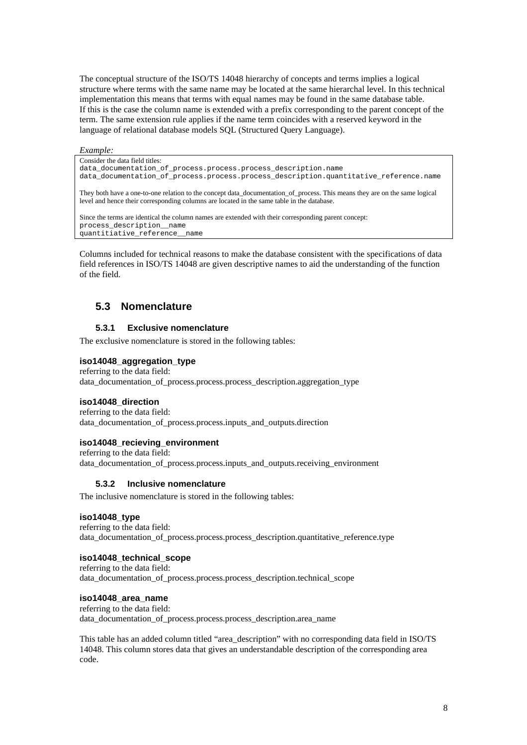The conceptual structure of the ISO/TS 14048 hierarchy of concepts and terms implies a logical structure where terms with the same name may be located at the same hierarchal level. In this technical implementation this means that terms with equal names may be found in the same database table. If this is the case the column name is extended with a prefix corresponding to the parent concept of the term. The same extension rule applies if the name term coincides with a reserved keyword in the language of relational database models SQL (Structured Query Language).

*Example:*

> Consider the data field titles:
> `data_documentation_of_process.process.process_description.name`
> `data_documentation_of_process.process.process_description.quantitative_reference.name`
>
> They both have a one-to-one relation to the concept data_documentation_of_process. This means they are on the same logical level and hence their corresponding columns are located in the same table in the database.
>
> Since the terms are identical the column names are extended with their corresponding parent concept:
> `process_description__name`
> `quantitiative_reference__name`

Columns included for technical reasons to make the database consistent with the specifications of data field references in ISO/TS 14048 are given descriptive names to aid the understanding of the function of the field.

## 5.3 Nomenclature

### 5.3.1 Exclusive nomenclature

The exclusive nomenclature is stored in the following tables:

**iso14048_aggregation_type**
referring to the data field:
data_documentation_of_process.process.process_description.aggregation_type

**iso14048_direction**
referring to the data field:
data_documentation_of_process.process.inputs_and_outputs.direction

**iso14048_recieving_environment**
referring to the data field:
data_documentation_of_process.process.inputs_and_outputs.receiving_environment

### 5.3.2 Inclusive nomenclature

The inclusive nomenclature is stored in the following tables:

**iso14048_type**
referring to the data field:
data_documentation_of_process.process.process_description.quantitative_reference.type

**iso14048_technical_scope**
referring to the data field:
data_documentation_of_process.process.process_description.technical_scope

**iso14048_area_name**
referring to the data field:
data_documentation_of_process.process.process_description.area_name

This table has an added column titled "area_description" with no corresponding data field in ISO/TS 14048. This column stores data that gives an understandable description of the corresponding area code.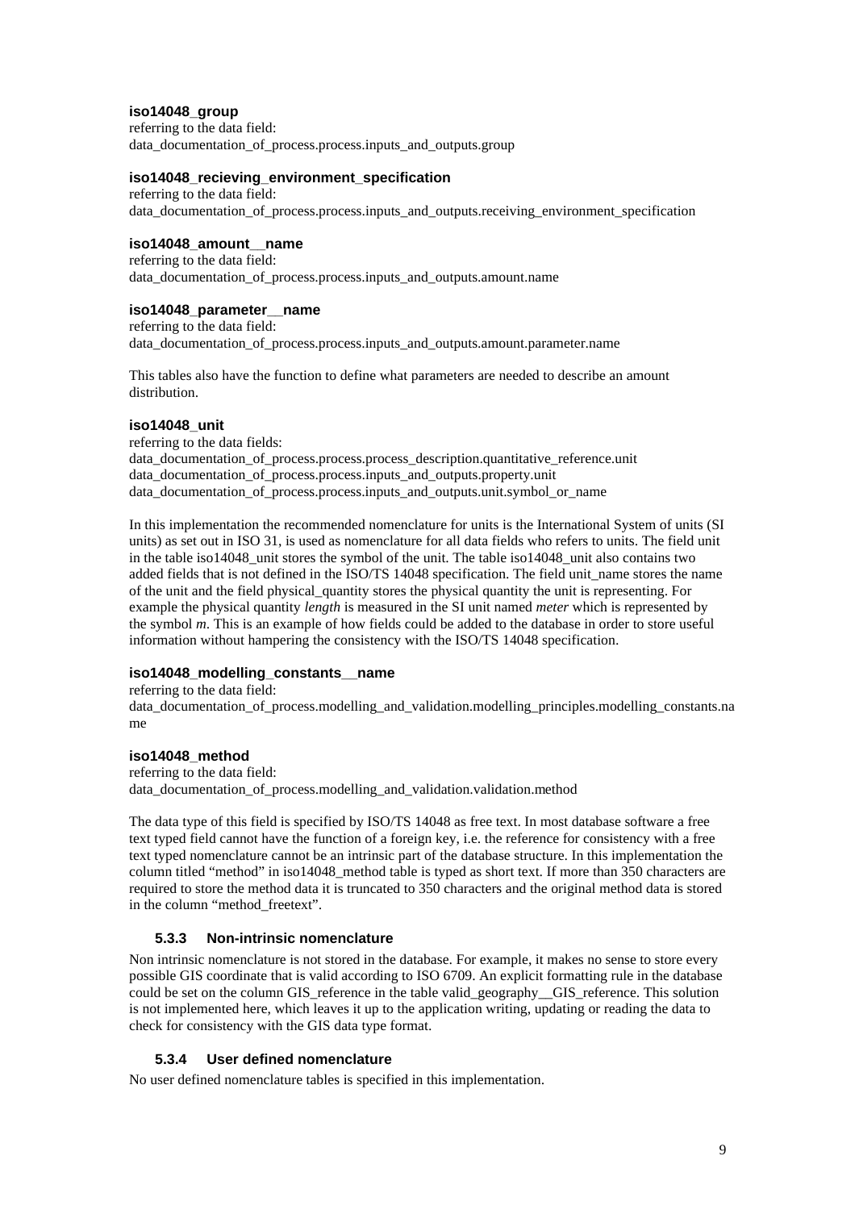**iso14048_group**
referring to the data field:
data_documentation_of_process.process.inputs_and_outputs.group

**iso14048_recieving_environment_specification**
referring to the data field:
data_documentation_of_process.process.inputs_and_outputs.receiving_environment_specification

**iso14048_amount__name**
referring to the data field:
data_documentation_of_process.process.inputs_and_outputs.amount.name

**iso14048_parameter__name**
referring to the data field:
data_documentation_of_process.process.inputs_and_outputs.amount.parameter.name

This tables also have the function to define what parameters are needed to describe an amount distribution.

**iso14048_unit**
referring to the data fields:
data_documentation_of_process.process.process_description.quantitative_reference.unit
data_documentation_of_process.process.inputs_and_outputs.property.unit
data_documentation_of_process.process.inputs_and_outputs.unit.symbol_or_name

In this implementation the recommended nomenclature for units is the International System of units (SI units) as set out in ISO 31, is used as nomenclature for all data fields who refers to units. The field unit in the table iso14048_unit stores the symbol of the unit. The table iso14048_unit also contains two added fields that is not defined in the ISO/TS 14048 specification. The field unit_name stores the name of the unit and the field physical_quantity stores the physical quantity the unit is representing. For example the physical quantity *length* is measured in the SI unit named *meter* which is represented by the symbol *m*. This is an example of how fields could be added to the database in order to store useful information without hampering the consistency with the ISO/TS 14048 specification.

**iso14048_modelling_constants__name**
referring to the data field:
data_documentation_of_process.modelling_and_validation.modelling_principles.modelling_constants.name

**iso14048_method**
referring to the data field:
data_documentation_of_process.modelling_and_validation.validation.method

The data type of this field is specified by ISO/TS 14048 as free text. In most database software a free text typed field cannot have the function of a foreign key, i.e. the reference for consistency with a free text typed nomenclature cannot be an intrinsic part of the database structure. In this implementation the column titled "method" in iso14048_method table is typed as short text. If more than 350 characters are required to store the method data it is truncated to 350 characters and the original method data is stored in the column "method_freetext".

### 5.3.3 Non-intrinsic nomenclature

Non intrinsic nomenclature is not stored in the database. For example, it makes no sense to store every possible GIS coordinate that is valid according to ISO 6709. An explicit formatting rule in the database could be set on the column GIS_reference in the table valid_geography__GIS_reference. This solution is not implemented here, which leaves it up to the application writing, updating or reading the data to check for consistency with the GIS data type format.

### 5.3.4 User defined nomenclature

No user defined nomenclature tables is specified in this implementation.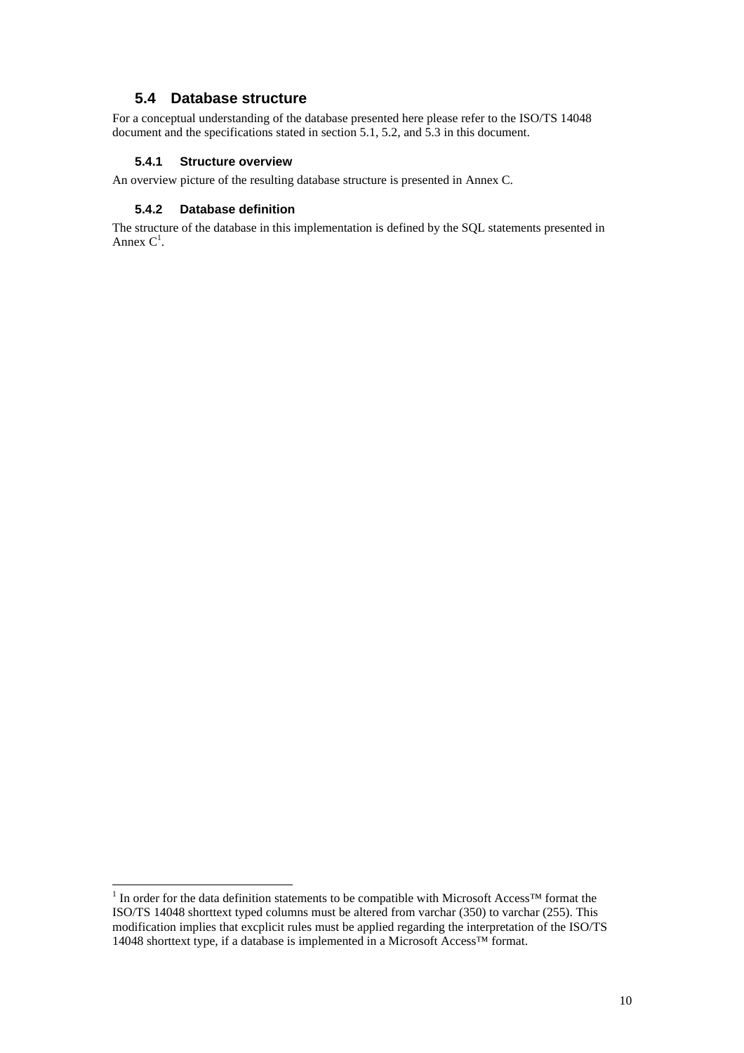## 5.4 Database structure

For a conceptual understanding of the database presented here please refer to the ISO/TS 14048 document and the specifications stated in section 5.1, 5.2, and 5.3 in this document.

### 5.4.1 Structure overview

An overview picture of the resulting database structure is presented in Annex C.

### 5.4.2 Database definition

The structure of the database in this implementation is defined by the SQL statements presented in Annex C[1].

---

[1] In order for the data definition statements to be compatible with Microsoft Access™ format the ISO/TS 14048 shorttext typed columns must be altered from varchar (350) to varchar (255). This modification implies that excplicit rules must be applied regarding the interpretation of the ISO/TS 14048 shorttext type, if a database is implemented in a Microsoft Access™ format.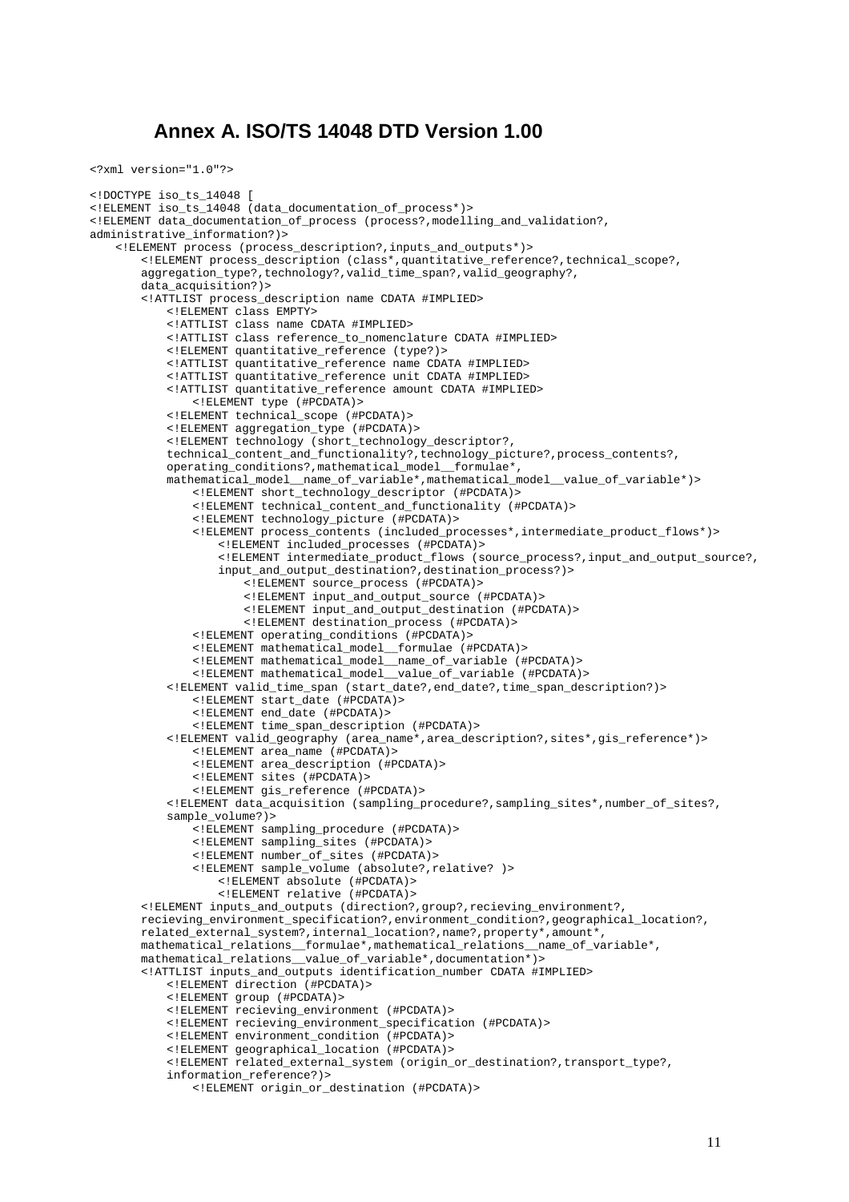# Annex A. ISO/TS 14048 DTD Version 1.00

```
<?xml version="1.0"?>

<!DOCTYPE iso_ts_14048 [
<!ELEMENT iso_ts_14048 (data_documentation_of_process*)>
<!ELEMENT data_documentation_of_process (process?,modelling_and_validation?,
administrative_information?)>
    <!ELEMENT process (process_description?,inputs_and_outputs*)>
        <!ELEMENT process_description (class*,quantitative_reference?,technical_scope?,
        aggregation_type?,technology?,valid_time_span?,valid_geography?,
        data_acquisition?)>
        <!ATTLIST process_description name CDATA #IMPLIED>
            <!ELEMENT class EMPTY>
            <!ATTLIST class name CDATA #IMPLIED>
            <!ATTLIST class reference_to_nomenclature CDATA #IMPLIED>
            <!ELEMENT quantitative_reference (type?)>
            <!ATTLIST quantitative_reference name CDATA #IMPLIED>
            <!ATTLIST quantitative_reference unit CDATA #IMPLIED>
            <!ATTLIST quantitative_reference amount CDATA #IMPLIED>
                <!ELEMENT type (#PCDATA)>
            <!ELEMENT technical_scope (#PCDATA)>
            <!ELEMENT aggregation_type (#PCDATA)>
            <!ELEMENT technology (short_technology_descriptor?,
            technical_content_and_functionality?,technology_picture?,process_contents?,
            operating_conditions?,mathematical_model__formulae*,
            mathematical_model__name_of_variable*,mathematical_model__value_of_variable*)>
                <!ELEMENT short_technology_descriptor (#PCDATA)>
                <!ELEMENT technical_content_and_functionality (#PCDATA)>
                <!ELEMENT technology_picture (#PCDATA)>
                <!ELEMENT process_contents (included_processes*,intermediate_product_flows*)>
                    <!ELEMENT included_processes (#PCDATA)>
                    <!ELEMENT intermediate_product_flows (source_process?,input_and_output_source?,
                    input_and_output_destination?,destination_process?)>
                        <!ELEMENT source_process (#PCDATA)>
                        <!ELEMENT input_and_output_source (#PCDATA)>
                        <!ELEMENT input_and_output_destination (#PCDATA)>
                        <!ELEMENT destination_process (#PCDATA)>
                <!ELEMENT operating_conditions (#PCDATA)>
                <!ELEMENT mathematical_model__formulae (#PCDATA)>
                <!ELEMENT mathematical_model__name_of_variable (#PCDATA)>
                <!ELEMENT mathematical_model__value_of_variable (#PCDATA)>
            <!ELEMENT valid_time_span (start_date?,end_date?,time_span_description?)>
                <!ELEMENT start_date (#PCDATA)>
                <!ELEMENT end_date (#PCDATA)>
                <!ELEMENT time_span_description (#PCDATA)>
            <!ELEMENT valid_geography (area_name*,area_description?,sites*,gis_reference*)>
                <!ELEMENT area_name (#PCDATA)>
                <!ELEMENT area_description (#PCDATA)>
                <!ELEMENT sites (#PCDATA)>
                <!ELEMENT gis_reference (#PCDATA)>
            <!ELEMENT data_acquisition (sampling_procedure?,sampling_sites*,number_of_sites?,
            sample_volume?)>
                <!ELEMENT sampling_procedure (#PCDATA)>
                <!ELEMENT sampling_sites (#PCDATA)>
                <!ELEMENT number_of_sites (#PCDATA)>
                <!ELEMENT sample_volume (absolute?,relative? )>
                    <!ELEMENT absolute (#PCDATA)>
                    <!ELEMENT relative (#PCDATA)>
        <!ELEMENT inputs_and_outputs (direction?,group?,recieving_environment?,
        recieving_environment_specification?,environment_condition?,geographical_location?,
        related_external_system?,internal_location?,name?,property*,amount*,
        mathematical_relations__formulae*,mathematical_relations__name_of_variable*,
        mathematical_relations__value_of_variable*,documentation*)>
        <!ATTLIST inputs_and_outputs identification_number CDATA #IMPLIED>
            <!ELEMENT direction (#PCDATA)>
            <!ELEMENT group (#PCDATA)>
            <!ELEMENT recieving_environment (#PCDATA)>
            <!ELEMENT recieving_environment_specification (#PCDATA)>
            <!ELEMENT environment_condition (#PCDATA)>
            <!ELEMENT geographical_location (#PCDATA)>
            <!ELEMENT related_external_system (origin_or_destination?,transport_type?,
            information_reference?)>
                <!ELEMENT origin_or_destination (#PCDATA)>
```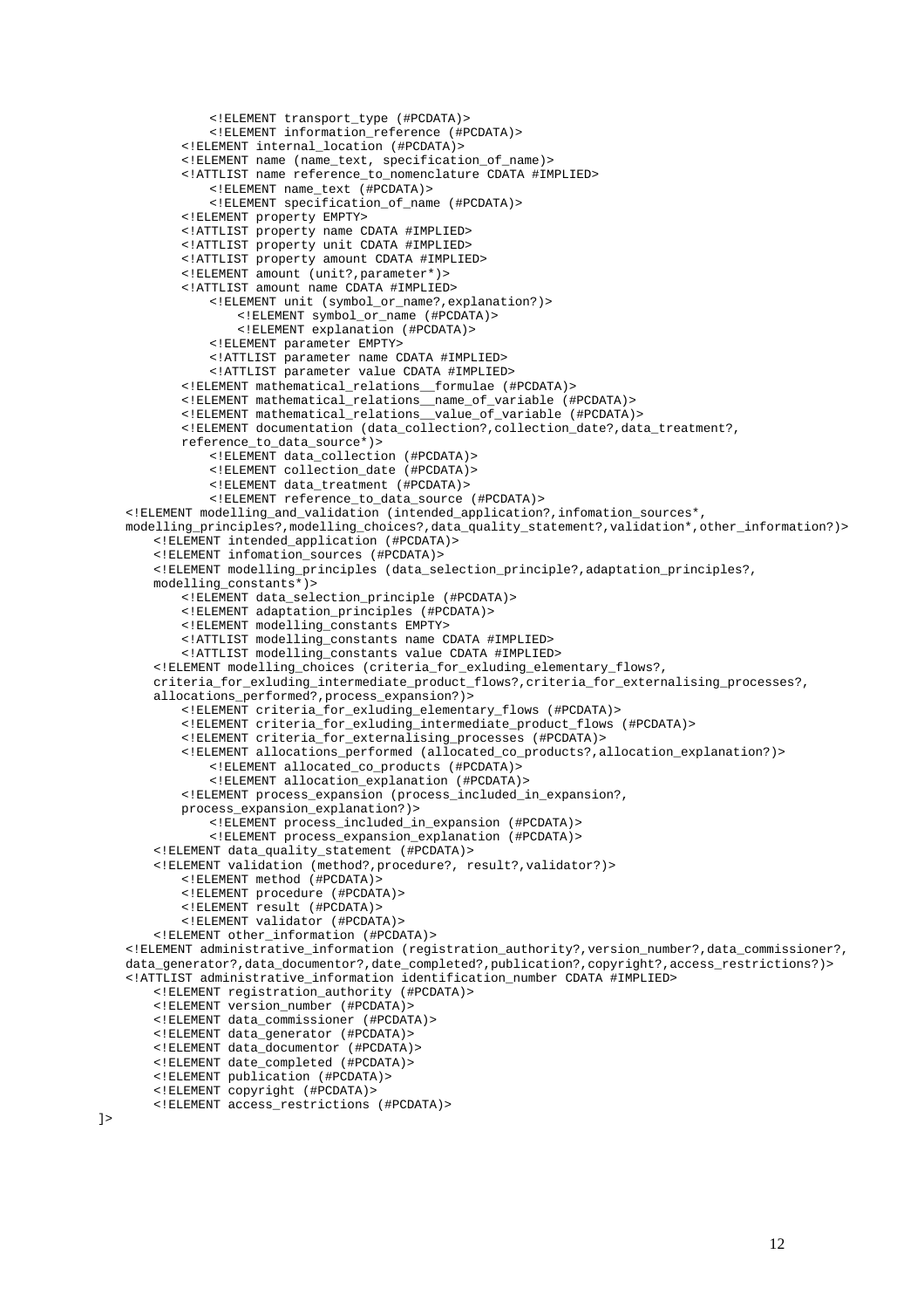```
            <!ELEMENT transport_type (#PCDATA)>
            <!ELEMENT information_reference (#PCDATA)>
        <!ELEMENT internal_location (#PCDATA)>
        <!ELEMENT name (name_text, specification_of_name)>
        <!ATTLIST name reference_to_nomenclature CDATA #IMPLIED>
            <!ELEMENT name_text (#PCDATA)>
            <!ELEMENT specification_of_name (#PCDATA)>
        <!ELEMENT property EMPTY>
        <!ATTLIST property name CDATA #IMPLIED>
        <!ATTLIST property unit CDATA #IMPLIED>
        <!ATTLIST property amount CDATA #IMPLIED>
        <!ELEMENT amount (unit?,parameter*)>
        <!ATTLIST amount name CDATA #IMPLIED>
            <!ELEMENT unit (symbol_or_name?,explanation?)>
                <!ELEMENT symbol_or_name (#PCDATA)>
                <!ELEMENT explanation (#PCDATA)>
            <!ELEMENT parameter EMPTY>
            <!ATTLIST parameter name CDATA #IMPLIED>
            <!ATTLIST parameter value CDATA #IMPLIED>
        <!ELEMENT mathematical_relations__formulae (#PCDATA)>
        <!ELEMENT mathematical_relations__name_of_variable (#PCDATA)>
        <!ELEMENT mathematical_relations__value_of_variable (#PCDATA)>
        <!ELEMENT documentation (data_collection?,collection_date?,data_treatment?,
        reference_to_data_source*)>
            <!ELEMENT data_collection (#PCDATA)>
            <!ELEMENT collection_date (#PCDATA)>
            <!ELEMENT data_treatment (#PCDATA)>
            <!ELEMENT reference_to_data_source (#PCDATA)>
<!ELEMENT modelling_and_validation (intended_application?,infomation_sources*,
modelling_principles?,modelling_choices?,data_quality_statement?,validation*,other_information?)>
    <!ELEMENT intended_application (#PCDATA)>
    <!ELEMENT infomation_sources (#PCDATA)>
    <!ELEMENT modelling_principles (data_selection_principle?,adaptation_principles?,
    modelling_constants*)>
        <!ELEMENT data_selection_principle (#PCDATA)>
        <!ELEMENT adaptation_principles (#PCDATA)>
        <!ELEMENT modelling_constants EMPTY>
        <!ATTLIST modelling_constants name CDATA #IMPLIED>
        <!ATTLIST modelling_constants value CDATA #IMPLIED>
    <!ELEMENT modelling_choices (criteria_for_exluding_elementary_flows?,
    criteria_for_exluding_intermediate_product_flows?,criteria_for_externalising_processes?,
    allocations_performed?,process_expansion?)>
        <!ELEMENT criteria_for_exluding_elementary_flows (#PCDATA)>
        <!ELEMENT criteria_for_exluding_intermediate_product_flows (#PCDATA)>
        <!ELEMENT criteria_for_externalising_processes (#PCDATA)>
        <!ELEMENT allocations_performed (allocated_co_products?,allocation_explanation?)>
            <!ELEMENT allocated_co_products (#PCDATA)>
            <!ELEMENT allocation_explanation (#PCDATA)>
        <!ELEMENT process_expansion (process_included_in_expansion?,
        process_expansion_explanation?)>
            <!ELEMENT process_included_in_expansion (#PCDATA)>
            <!ELEMENT process_expansion_explanation (#PCDATA)>
    <!ELEMENT data_quality_statement (#PCDATA)>
    <!ELEMENT validation (method?,procedure?, result?,validator?)>
        <!ELEMENT method (#PCDATA)>
        <!ELEMENT procedure (#PCDATA)>
        <!ELEMENT result (#PCDATA)>
        <!ELEMENT validator (#PCDATA)>
    <!ELEMENT other_information (#PCDATA)>
<!ELEMENT administrative_information (registration_authority?,version_number?,data_commissioner?,
data_generator?,data_documentor?,date_completed?,publication?,copyright?,access_restrictions?)>
<!ATTLIST administrative_information identification_number CDATA #IMPLIED>
    <!ELEMENT registration_authority (#PCDATA)>
    <!ELEMENT version_number (#PCDATA)>
    <!ELEMENT data_commissioner (#PCDATA)>
    <!ELEMENT data_generator (#PCDATA)>
    <!ELEMENT data_documentor (#PCDATA)>
    <!ELEMENT date_completed (#PCDATA)>
    <!ELEMENT publication (#PCDATA)>
    <!ELEMENT copyright (#PCDATA)>
    <!ELEMENT access_restrictions (#PCDATA)>
]>
```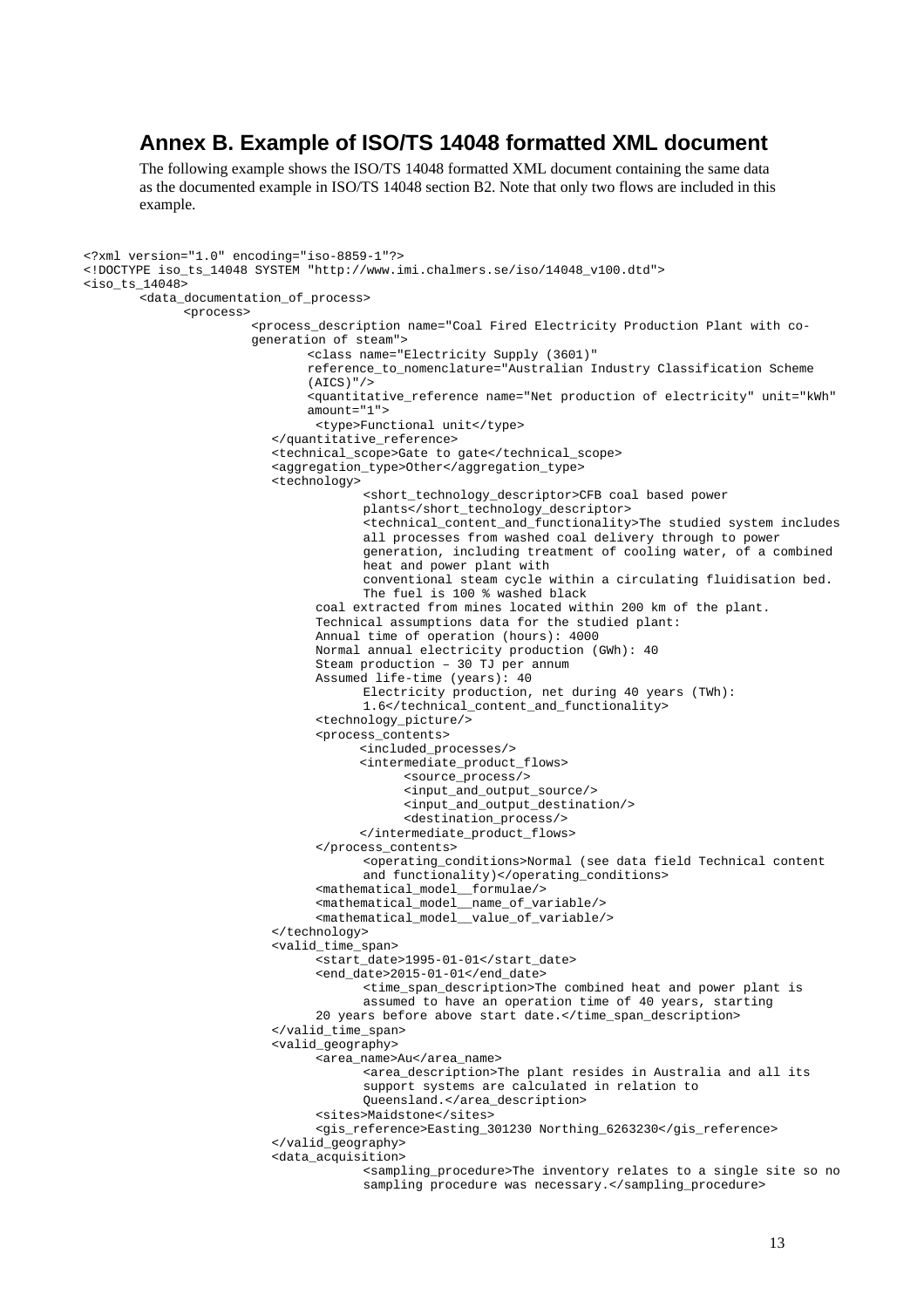## Annex B. Example of ISO/TS 14048 formatted XML document

The following example shows the ISO/TS 14048 formatted XML document containing the same data as the documented example in ISO/TS 14048 section B2. Note that only two flows are included in this example.

```
<?xml version="1.0" encoding="iso-8859-1"?>
<!DOCTYPE iso_ts_14048 SYSTEM "http://www.imi.chalmers.se/iso/14048_v100.dtd">
<iso_ts_14048>
        <data_documentation_of_process>
              <process>
                        <process_description name="Coal Fired Electricity Production Plant with co-
                        generation of steam">
                              <class name="Electricity Supply (3601)"
                              reference_to_nomenclature="Australian Industry Classification Scheme
                              (AICS)"/>
                              <quantitative_reference name="Net production of electricity" unit="kWh"
                              amount="1">
                               <type>Functional unit</type>
                          </quantitative_reference>
                          <technical_scope>Gate to gate</technical_scope>
                          <aggregation_type>Other</aggregation_type>
                          <technology>
                                      <short_technology_descriptor>CFB coal based power
                                      plants</short_technology_descriptor>
                                      <technical_content_and_functionality>The studied system includes
                                      all processes from washed coal delivery through to power
                                      generation, including treatment of cooling water, of a combined
                                      heat and power plant with
                                      conventional steam cycle within a circulating fluidisation bed.
                                      The fuel is 100 % washed black
                               coal extracted from mines located within 200 km of the plant.
                               Technical assumptions data for the studied plant:
                               Annual time of operation (hours): 4000
                               Normal annual electricity production (GWh): 40
                               Steam production – 30 TJ per annum
                               Assumed life-time (years): 40
                                      Electricity production, net during 40 years (TWh):
                                      1.6</technical_content_and_functionality>
                               <technology_picture/>
                               <process_contents>
                                     <included_processes/>
                                     <intermediate_product_flows>
                                           <source_process/>
                                           <input_and_output_source/>
                                           <input_and_output_destination/>
                                           <destination_process/>
                                     </intermediate_product_flows>
                               </process_contents>
                                      <operating_conditions>Normal (see data field Technical content
                                      and functionality)</operating_conditions>
                               <mathematical_model__formulae/>
                               <mathematical_model__name_of_variable/>
                               <mathematical_model__value_of_variable/>
                          </technology>
                          <valid_time_span>
                               <start_date>1995-01-01</start_date>
                               <end_date>2015-01-01</end_date>
                                      <time_span_description>The combined heat and power plant is
                                      assumed to have an operation time of 40 years, starting
                               20 years before above start date.</time_span_description>
                          </valid_time_span>
                          <valid_geography>
                               <area_name>Au</area_name>
                                      <area_description>The plant resides in Australia and all its
                                      support systems are calculated in relation to
                                      Queensland.</area_description>
                               <sites>Maidstone</sites>
                               <gis_reference>Easting_301230 Northing_6263230</gis_reference>
                          </valid_geography>
                          <data_acquisition>
                                      <sampling_procedure>The inventory relates to a single site so no
                                      sampling procedure was necessary.</sampling_procedure>
```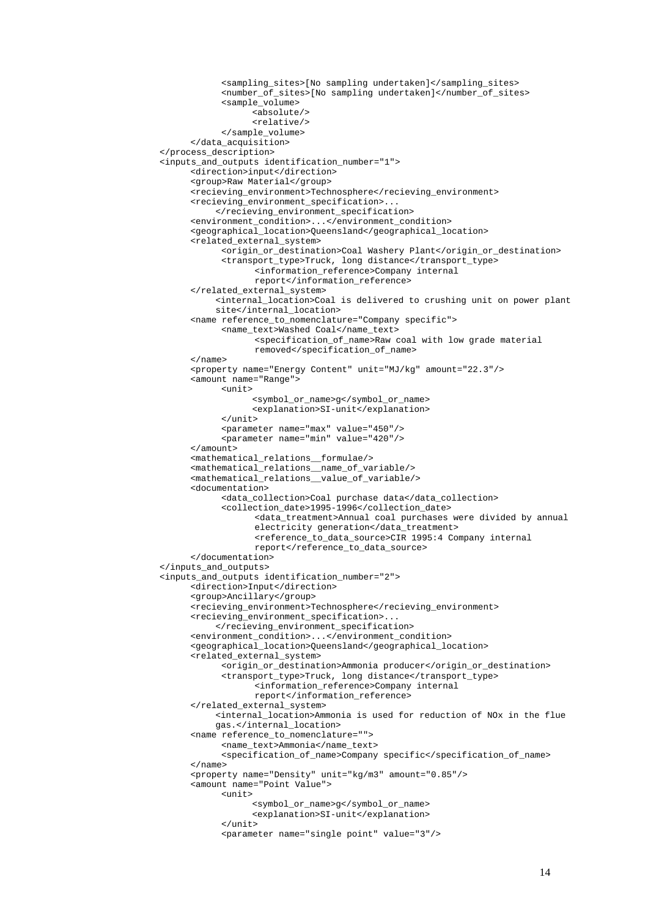```
            <sampling_sites>[No sampling undertaken]</sampling_sites>
            <number_of_sites>[No sampling undertaken]</number_of_sites>
            <sample_volume>
                  <absolute/>
                  <relative/>
            </sample_volume>
      </data_acquisition>
</process_description>
<inputs_and_outputs identification_number="1">
      <direction>input</direction>
      <group>Raw Material</group>
      <recieving_environment>Technosphere</recieving_environment>
      <recieving_environment_specification>...
           </recieving_environment_specification>
      <environment_condition>...</environment_condition>
      <geographical_location>Queensland</geographical_location>
      <related_external_system>
            <origin_or_destination>Coal Washery Plant</origin_or_destination>
            <transport_type>Truck, long distance</transport_type>
                  <information_reference>Company internal
                  report</information_reference>
      </related_external_system>
           <internal_location>Coal is delivered to crushing unit on power plant
           site</internal_location>
      <name reference_to_nomenclature="Company specific">
            <name_text>Washed Coal</name_text>
                  <specification_of_name>Raw coal with low grade material
                  removed</specification_of_name>
      </name>
      <property name="Energy Content" unit="MJ/kg" amount="22.3"/>
      <amount name="Range">
            <unit>
                  <symbol_or_name>g</symbol_or_name>
                  <explanation>SI-unit</explanation>
            </unit>
            <parameter name="max" value="450"/>
            <parameter name="min" value="420"/>
      </amount>
      <mathematical_relations__formulae/>
      <mathematical_relations__name_of_variable/>
      <mathematical_relations__value_of_variable/>
      <documentation>
            <data_collection>Coal purchase data</data_collection>
            <collection_date>1995-1996</collection_date>
                  <data_treatment>Annual coal purchases were divided by annual
                  electricity generation</data_treatment>
                  <reference_to_data_source>CIR 1995:4 Company internal
                  report</reference_to_data_source>
      </documentation>
</inputs_and_outputs>
<inputs_and_outputs identification_number="2">
      <direction>Input</direction>
      <group>Ancillary</group>
      <recieving_environment>Technosphere</recieving_environment>
      <recieving_environment_specification>...
           </recieving_environment_specification>
      <environment_condition>...</environment_condition>
      <geographical_location>Queensland</geographical_location>
      <related_external_system>
            <origin_or_destination>Ammonia producer</origin_or_destination>
            <transport_type>Truck, long distance</transport_type>
                  <information_reference>Company internal
                  report</information_reference>
      </related_external_system>
           <internal_location>Ammonia is used for reduction of NOx in the flue
           gas.</internal_location>
      <name reference_to_nomenclature="">
            <name_text>Ammonia</name_text>
            <specification_of_name>Company specific</specification_of_name>
      </name>
      <property name="Density" unit="kg/m3" amount="0.85"/>
      <amount name="Point Value">
            <unit>
                  <symbol_or_name>g</symbol_or_name>
                  <explanation>SI-unit</explanation>
            </unit>
            <parameter name="single point" value="3"/>
```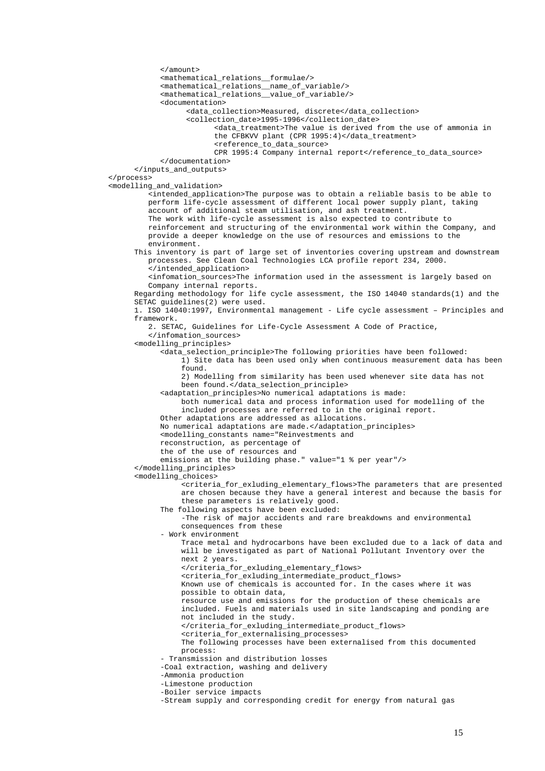```
            </amount>
            <mathematical_relations__formulae/>
            <mathematical_relations__name_of_variable/>
            <mathematical_relations__value_of_variable/>
            <documentation>
                  <data_collection>Measured, discrete</data_collection>
                  <collection_date>1995-1996</collection_date>
                        <data_treatment>The value is derived from the use of ammonia in
                        the CFBKVV plant (CPR 1995:4)</data_treatment>
                        <reference_to_data_source>
                        CPR 1995:4 Company internal report</reference_to_data_source>
            </documentation>
      </inputs_and_outputs>
</process>
<modelling_and_validation>
         <intended_application>The purpose was to obtain a reliable basis to be able to
         perform life-cycle assessment of different local power supply plant, taking
         account of additional steam utilisation, and ash treatment.
         The work with life-cycle assessment is also expected to contribute to
         reinforcement and structuring of the environmental work within the Company, and
         provide a deeper knowledge on the use of resources and emissions to the
         environment.
      This inventory is part of large set of inventories covering upstream and downstream
         processes. See Clean Coal Technologies LCA profile report 234, 2000.
         </intended_application>
         <infomation_sources>The information used in the assessment is largely based on
         Company internal reports.
      Regarding methodology for life cycle assessment, the ISO 14040 standards(1) and the
      SETAC guidelines(2) were used.
      1. ISO 14040:1997, Environmental management - Life cycle assessment – Principles and
      framework.
         2. SETAC, Guidelines for Life-Cycle Assessment A Code of Practice,
         </infomation_sources>
      <modelling_principles>
            <data_selection_principle>The following priorities have been followed:
                1) Site data has been used only when continuous measurement data has been
                found.
                2) Modelling from similarity has been used whenever site data has not
                been found.</data_selection_principle>
            <adaptation_principles>No numerical adaptations is made:
                both numerical data and process information used for modelling of the
                included processes are referred to in the original report.
            Other adaptations are addressed as allocations.
            No numerical adaptations are made.</adaptation_principles>
            <modelling_constants name="Reinvestments and
            reconstruction, as percentage of
            the of the use of resources and
            emissions at the building phase." value="1 % per year"/>
      </modelling_principles>
      <modelling_choices>
                <criteria_for_exluding_elementary_flows>The parameters that are presented
                are chosen because they have a general interest and because the basis for
                these parameters is relatively good.
            The following aspects have been excluded:
                -The risk of major accidents and rare breakdowns and environmental
                consequences from these
            - Work environment
                Trace metal and hydrocarbons have been excluded due to a lack of data and
                will be investigated as part of National Pollutant Inventory over the
                next 2 years.
                </criteria_for_exluding_elementary_flows>
                <criteria_for_exluding_intermediate_product_flows>
                Known use of chemicals is accounted for. In the cases where it was
                possible to obtain data,
                resource use and emissions for the production of these chemicals are
                included. Fuels and materials used in site landscaping and ponding are
                not included in the study.
                </criteria_for_exluding_intermediate_product_flows>
                <criteria_for_externalising_processes>
                The following processes have been externalised from this documented
                process:
            - Transmission and distribution losses
            -Coal extraction, washing and delivery
            -Ammonia production
            -Limestone production
            -Boiler service impacts
            -Stream supply and corresponding credit for energy from natural gas
```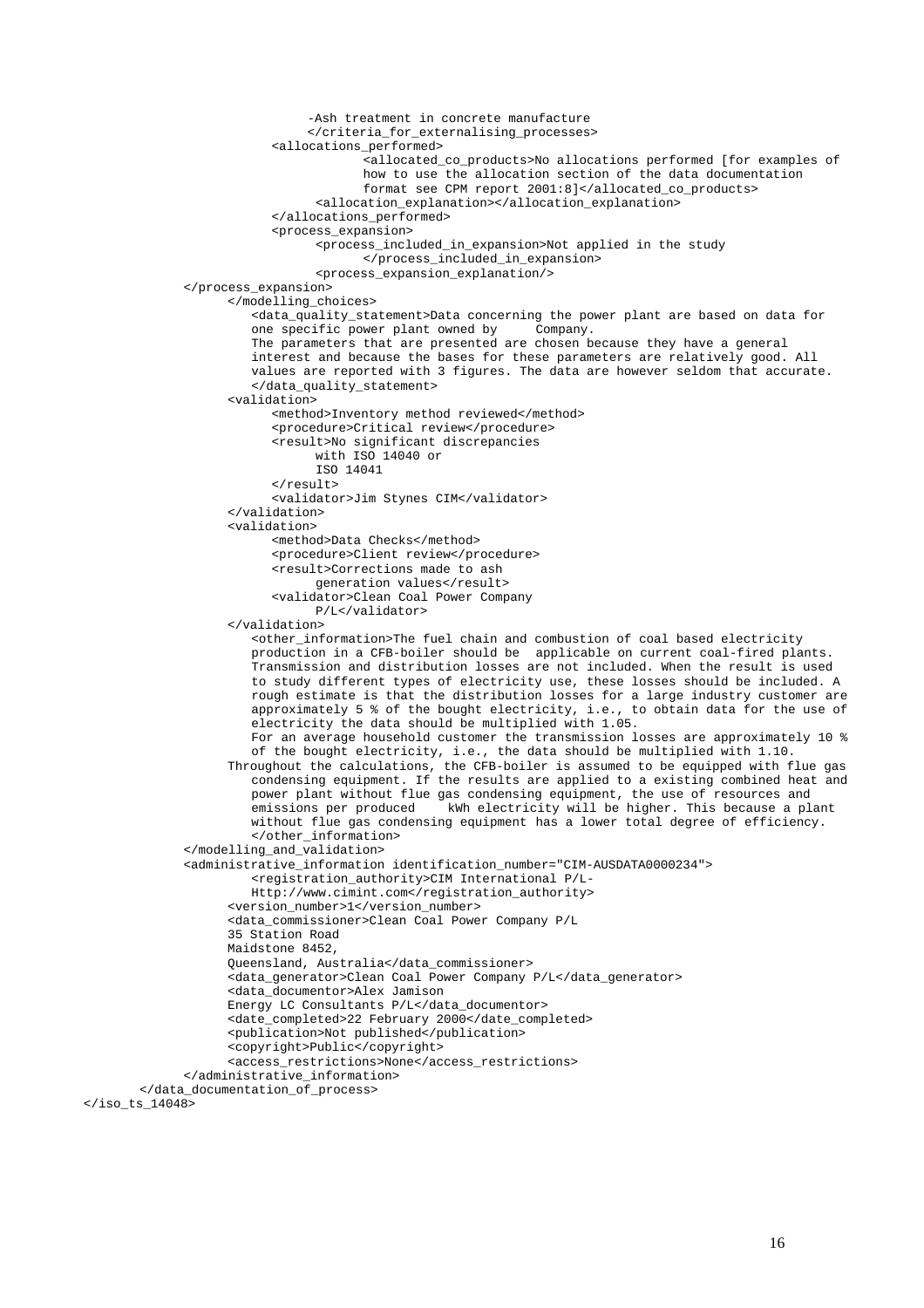```
                        -Ash treatment in concrete manufacture
                        </criteria_for_externalising_processes>
                <allocations_performed>
                        <allocated_co_products>No allocations performed [for examples of
                        how to use the allocation section of the data documentation
                        format see CPM report 2001:8]</allocated_co_products>
                    <allocation_explanation></allocation_explanation>
                </allocations_performed>
                <process_expansion>
                    <process_included_in_expansion>Not applied in the study
                        </process_included_in_expansion>
                    <process_expansion_explanation/>
        </process_expansion>
            </modelling_choices>
              <data_quality_statement>Data concerning the power plant are based on data for
              one specific power plant owned by      Company.
              The parameters that are presented are chosen because they have a general
              interest and because the bases for these parameters are relatively good. All
              values are reported with 3 figures. The data are however seldom that accurate.
              </data_quality_statement>
            <validation>
                <method>Inventory method reviewed</method>
                <procedure>Critical review</procedure>
                <result>No significant discrepancies
                    with ISO 14040 or
                    ISO 14041
                </result>
                <validator>Jim Stynes CIM</validator>
            </validation>
            <validation>
                <method>Data Checks</method>
                <procedure>Client review</procedure>
                <result>Corrections made to ash
                    generation values</result>
                <validator>Clean Coal Power Company
                    P/L</validator>
            </validation>
              <other_information>The fuel chain and combustion of coal based electricity
              production in a CFB-boiler should be  applicable on current coal-fired plants.
              Transmission and distribution losses are not included. When the result is used
              to study different types of electricity use, these losses should be included. A
              rough estimate is that the distribution losses for a large industry customer are
              approximately 5 % of the bought electricity, i.e., to obtain data for the use of
              electricity the data should be multiplied with 1.05.
              For an average household customer the transmission losses are approximately 10 %
              of the bought electricity, i.e., the data should be multiplied with 1.10.
            Throughout the calculations, the CFB-boiler is assumed to be equipped with flue gas
              condensing equipment. If the results are applied to a existing combined heat and
              power plant without flue gas condensing equipment, the use of resources and
              emissions per produced     kWh electricity will be higher. This because a plant
              without flue gas condensing equipment has a lower total degree of efficiency.
              </other_information>
        </modelling_and_validation>
        <administrative_information identification_number="CIM-AUSDATA0000234">
              <registration_authority>CIM International P/L-
              Http://www.cimint.com</registration_authority>
            <version_number>1</version_number>
            <data_commissioner>Clean Coal Power Company P/L
            35 Station Road
            Maidstone 8452,
            Queensland, Australia</data_commissioner>
            <data_generator>Clean Coal Power Company P/L</data_generator>
            <data_documentor>Alex Jamison
            Energy LC Consultants P/L</data_documentor>
            <date_completed>22 February 2000</date_completed>
            <publication>Not published</publication>
            <copyright>Public</copyright>
            <access_restrictions>None</access_restrictions>
        </administrative_information>
    </data_documentation_of_process>
</iso_ts_14048>
```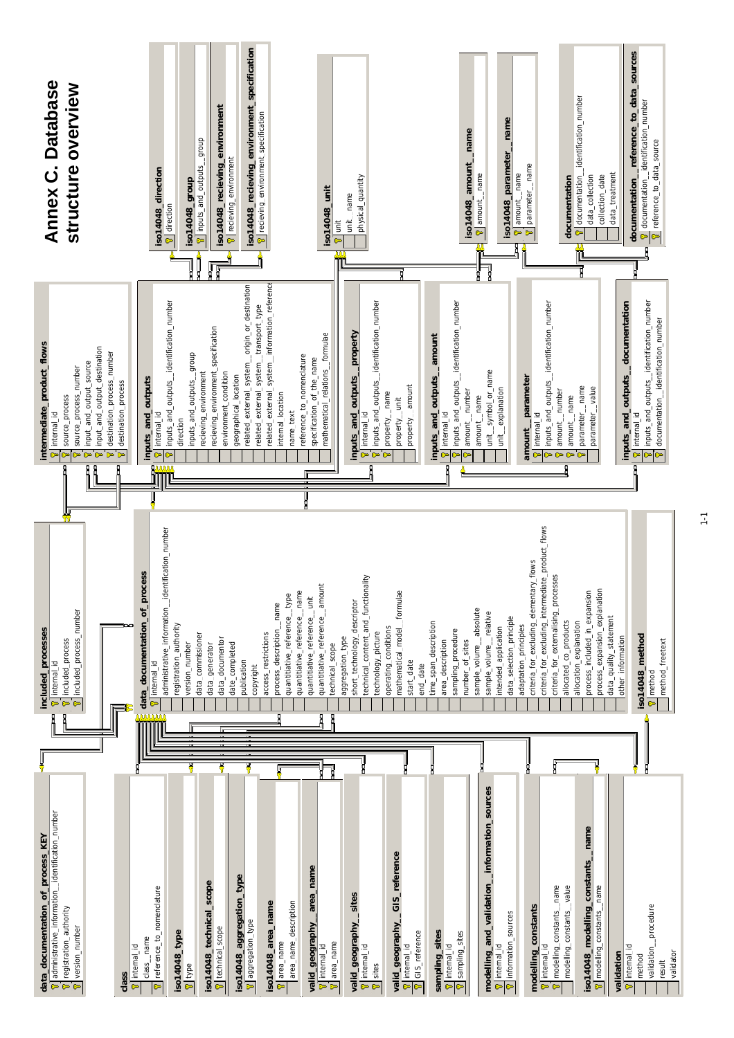# Annex C. Database structure overview

**data_documentation_of_process_KEY**
- administrative_information__identification_number
- registration_authority
- version_number

**class**
- internal_id
- class__name
- reference_to_nomenclature

**iso14048_type**
- type

**iso14048_technical_scope**
- technical_scope

**iso14048_aggregation_type**
- aggregation_type

**iso14048_area_name**
- area_name
- area_name_description

**valid_geography__area_name**
- internal_id
- area_name

**valid_geography__sites**
- internal_id
- sites

**valid_geography__GIS_reference**
- internal_id
- GIS_reference

**sampling_sites**
- internal_id
- sampling_sites

**modelling_and_validation__information_sources**
- internal_id
- information_sources

**modelling_constants**
- internal_id
- modelling_constants__name
- modelling_constants__value

**iso14048_modelling_constants__name**
- modelling_constants__name

**validation**
- internal_id
- method
- validation__procedure
- result
- validator

**included_processes**
- internal_id
- included_process
- included_process_number

**data_documentation_of_process**
- internal_id
- administrative_information__identification_number
- registration_authority
- version_number
- data_commissioner
- data_generator
- data_documentor
- date_completed
- publication
- copyright
- access_restrictions
- process_description__name
- quantitative_reference__type
- quantitative_reference__name
- quantitative_reference__unit
- quantitative_reference__amount
- technical_scope
- aggregation_type
- short_technology_descriptor
- technical_content_and_functionality
- technology_picture
- operating_conditions
- mathematical_model__formulae
- start_date
- end_date
- time_span_description
- area_description
- sampling_procedure
- number_of_sites
- sample_volume__absolute
- sample_volume__relative
- intended_application
- data_selection_principle
- adaptation_principles
- criteria_for_excluding_elementary_flows
- criteria_for_excluding_intermediate_product_flows
- criteria_for_externalising_processes
- allocated_co_products
- allocation_explanation
- process_included_in_expansion
- process_expansion_explanation
- data_quality_statement
- other_information

**iso14048_method**
- method
- method_freetext

**intermediate_product_flows**
- internal_id
- source_process
- source_process_number
- input_and_output_source
- input_and_output_destination
- destination_process_number
- destination_process

**inputs_and_outputs**
- internal_id
- inputs_and_outputs__identification_number
- direction
- inputs_and_outputs__group
- recieving_environment
- recieving_environment_specification
- environment_condition
- geographical_location
- related_external_system__origin_or_destination
- related_external_system__transport_type
- related_external_system__information_reference
- internal_location
- name_text
- reference_to_nomenclature
- specification_of_the_name
- mathematical_relations__formulae

**inputs_and_outputs__property**
- internal_id
- inputs_and_outputs__identification_number
- property__name
- property__unit
- property__amount

**inputs_and_outputs__amount**
- internal_id
- inputs_and_outputs__identification_number
- amount__number
- amount__name
- unit__symbol_or_name
- unit__explanation

**amount__parameter**
- internal_id
- inputs_and_outputs__identification_number
- amount__number
- amount__name
- parameter__name
- parameter__value

**inputs_and_outputs__documentation**
- internal_id
- inputs_and_outputs__identification_number
- documentation__identification_number

**iso14048_direction**
- direction

**iso14048_group**
- inputs_and_outputs__group

**iso14048_recieving_environment**
- recieving_environment

**iso14048_recieving_environment_specification**
- recieving_environment_specification

**iso14048_unit**
- unit
- unit__name
- physical_quantity

**iso14048_amount__name**
- amount__name

**iso14048_parameter__name**
- amount__name
- parameter__name

**documentation**
- documentation__identification_number
- data_collection
- collection_date
- data_treatment

**documentation__reference_to_data_sources**
- documentation__identification_number
- reference_to_data_source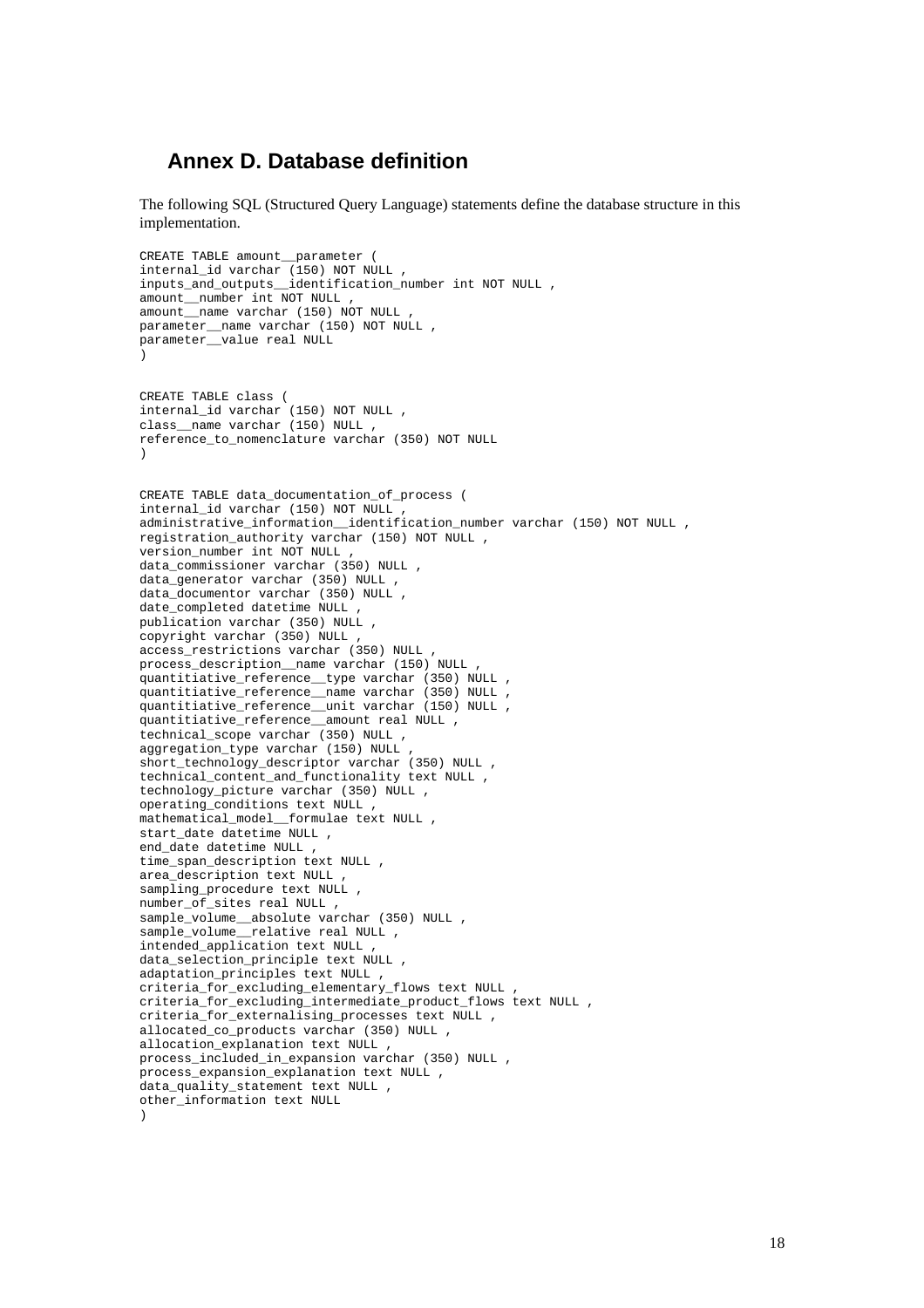# Annex D. Database definition

The following SQL (Structured Query Language) statements define the database structure in this implementation.

```
CREATE TABLE amount__parameter (
internal_id varchar (150) NOT NULL ,
inputs_and_outputs__identification_number int NOT NULL ,
amount__number int NOT NULL ,
amount__name varchar (150) NOT NULL ,
parameter__name varchar (150) NOT NULL ,
parameter__value real NULL
)


CREATE TABLE class (
internal_id varchar (150) NOT NULL ,
class__name varchar (150) NULL ,
reference_to_nomenclature varchar (350) NOT NULL
)


CREATE TABLE data_documentation_of_process (
internal_id varchar (150) NOT NULL ,
administrative_information__identification_number varchar (150) NOT NULL ,
registration_authority varchar (150) NOT NULL ,
version_number int NOT NULL ,
data_commissioner varchar (350) NULL ,
data_generator varchar (350) NULL ,
data_documentor varchar (350) NULL ,
date_completed datetime NULL ,
publication varchar (350) NULL ,
copyright varchar (350) NULL ,
access_restrictions varchar (350) NULL ,
process_description__name varchar (150) NULL ,
quantitiative_reference__type varchar (350) NULL ,
quantitiative_reference__name varchar (350) NULL ,
quantitiative_reference__unit varchar (150) NULL ,
quantitiative_reference__amount real NULL ,
technical_scope varchar (350) NULL ,
aggregation_type varchar (150) NULL ,
short_technology_descriptor varchar (350) NULL ,
technical_content_and_functionality text NULL ,
technology_picture varchar (350) NULL ,
operating_conditions text NULL ,
mathematical_model__formulae text NULL ,
start_date datetime NULL ,
end_date datetime NULL ,
time_span_description text NULL ,
area_description text NULL ,
sampling_procedure text NULL ,
number_of_sites real NULL ,
sample_volume__absolute varchar (350) NULL ,
sample_volume__relative real NULL ,
intended_application text NULL ,
data_selection_principle text NULL ,
adaptation_principles text NULL ,
criteria_for_excluding_elementary_flows text NULL ,
criteria_for_excluding_intermediate_product_flows text NULL ,
criteria_for_externalising_processes text NULL ,
allocated_co_products varchar (350) NULL ,
allocation_explanation text NULL ,
process_included_in_expansion varchar (350) NULL ,
process_expansion_explanation text NULL ,
data_quality_statement text NULL ,
other_information text NULL
)
```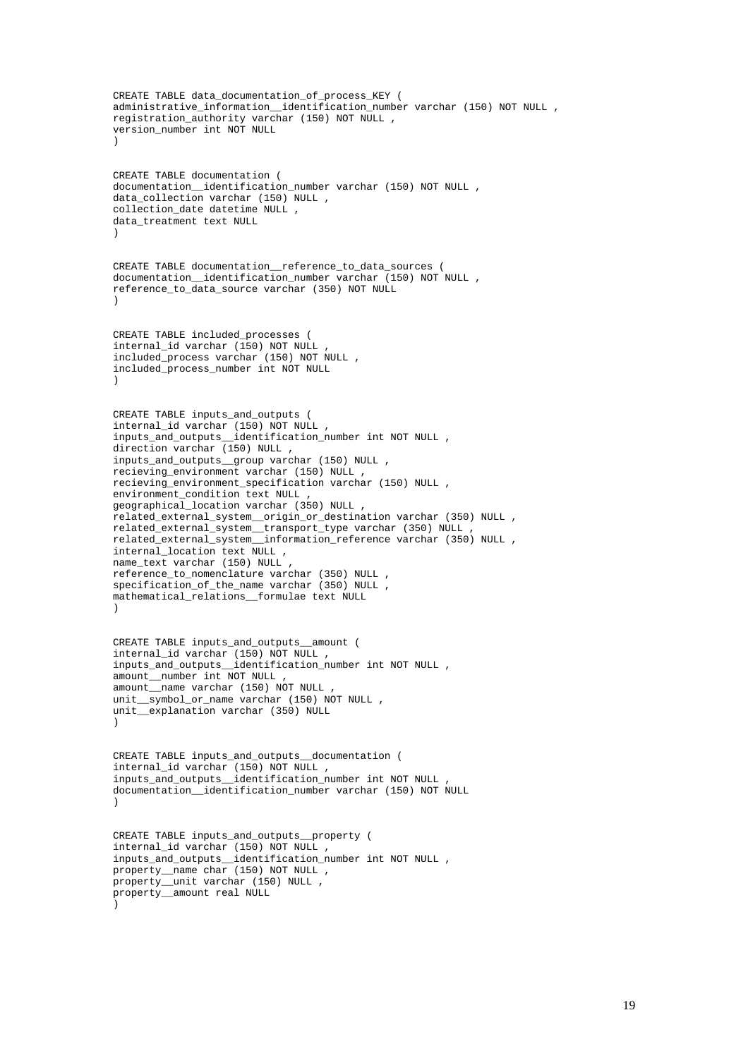```
CREATE TABLE data_documentation_of_process_KEY (
administrative_information__identification_number varchar (150) NOT NULL ,
registration_authority varchar (150) NOT NULL ,
version_number int NOT NULL
)


CREATE TABLE documentation (
documentation__identification_number varchar (150) NOT NULL ,
data_collection varchar (150) NULL ,
collection_date datetime NULL ,
data_treatment text NULL
)


CREATE TABLE documentation__reference_to_data_sources (
documentation__identification_number varchar (150) NOT NULL ,
reference_to_data_source varchar (350) NOT NULL
)


CREATE TABLE included_processes (
internal_id varchar (150) NOT NULL ,
included_process varchar (150) NOT NULL ,
included_process_number int NOT NULL
)


CREATE TABLE inputs_and_outputs (
internal_id varchar (150) NOT NULL ,
inputs_and_outputs__identification_number int NOT NULL ,
direction varchar (150) NULL ,
inputs_and_outputs__group varchar (150) NULL ,
recieving_environment varchar (150) NULL ,
recieving_environment_specification varchar (150) NULL ,
environment_condition text NULL ,
geographical_location varchar (350) NULL ,
related_external_system__origin_or_destination varchar (350) NULL ,
related_external_system__transport_type varchar (350) NULL ,
related_external_system__information_reference varchar (350) NULL ,
internal_location text NULL ,
name_text varchar (150) NULL ,
reference_to_nomenclature varchar (350) NULL ,
specification_of_the_name varchar (350) NULL ,
mathematical_relations__formulae text NULL
)


CREATE TABLE inputs_and_outputs__amount (
internal_id varchar (150) NOT NULL ,
inputs_and_outputs__identification_number int NOT NULL ,
amount__number int NOT NULL ,
amount__name varchar (150) NOT NULL ,
unit__symbol_or_name varchar (150) NOT NULL ,
unit__explanation varchar (350) NULL
)


CREATE TABLE inputs_and_outputs__documentation (
internal_id varchar (150) NOT NULL ,
inputs_and_outputs__identification_number int NOT NULL ,
documentation__identification_number varchar (150) NOT NULL
)


CREATE TABLE inputs_and_outputs__property (
internal_id varchar (150) NOT NULL ,
inputs_and_outputs__identification_number int NOT NULL ,
property__name char (150) NOT NULL ,
property__unit varchar (150) NULL ,
property__amount real NULL
)
```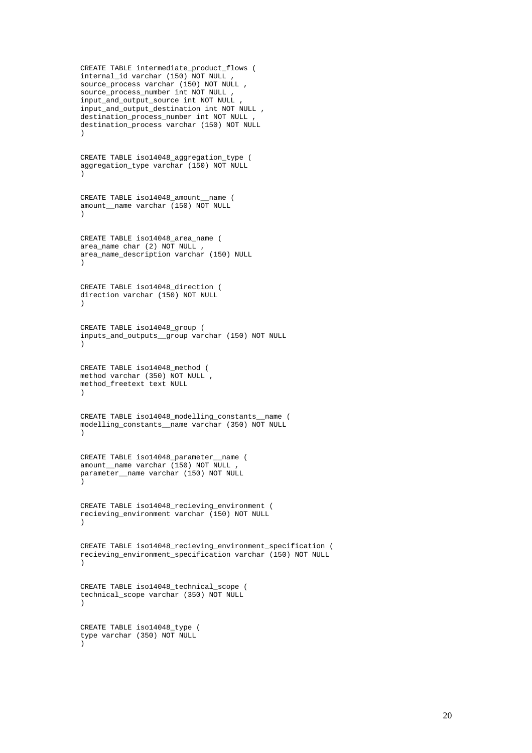```
CREATE TABLE intermediate_product_flows (
internal_id varchar (150) NOT NULL ,
source_process varchar (150) NOT NULL ,
source_process_number int NOT NULL ,
input_and_output_source int NOT NULL ,
input_and_output_destination int NOT NULL ,
destination_process_number int NOT NULL ,
destination_process varchar (150) NOT NULL
)


CREATE TABLE iso14048_aggregation_type (
aggregation_type varchar (150) NOT NULL
)


CREATE TABLE iso14048_amount__name (
amount__name varchar (150) NOT NULL
)


CREATE TABLE iso14048_area_name (
area_name char (2) NOT NULL ,
area_name_description varchar (150) NULL
)


CREATE TABLE iso14048_direction (
direction varchar (150) NOT NULL
)


CREATE TABLE iso14048_group (
inputs_and_outputs__group varchar (150) NOT NULL
)


CREATE TABLE iso14048_method (
method varchar (350) NOT NULL ,
method_freetext text NULL
)


CREATE TABLE iso14048_modelling_constants__name (
modelling_constants__name varchar (350) NOT NULL
)


CREATE TABLE iso14048_parameter__name (
amount__name varchar (150) NOT NULL ,
parameter__name varchar (150) NOT NULL
)


CREATE TABLE iso14048_recieving_environment (
recieving_environment varchar (150) NOT NULL
)


CREATE TABLE iso14048_recieving_environment_specification (
recieving_environment_specification varchar (150) NOT NULL
)


CREATE TABLE iso14048_technical_scope (
technical_scope varchar (350) NOT NULL
)


CREATE TABLE iso14048_type (
type varchar (350) NOT NULL
)
```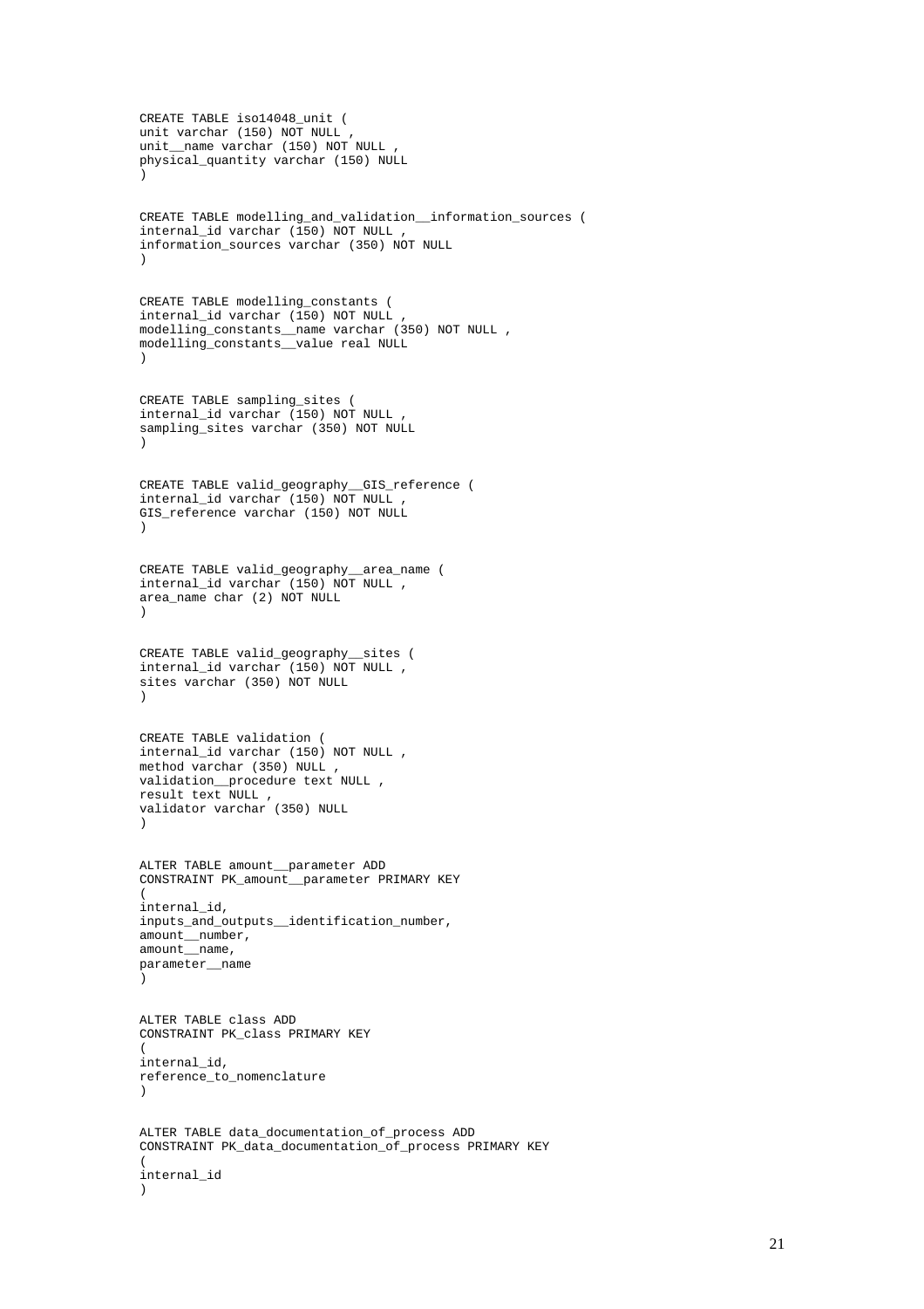```
CREATE TABLE iso14048_unit (
unit varchar (150) NOT NULL ,
unit__name varchar (150) NOT NULL ,
physical_quantity varchar (150) NULL
)


CREATE TABLE modelling_and_validation__information_sources (
internal_id varchar (150) NOT NULL ,
information_sources varchar (350) NOT NULL
)


CREATE TABLE modelling_constants (
internal_id varchar (150) NOT NULL ,
modelling_constants__name varchar (350) NOT NULL ,
modelling_constants__value real NULL
)


CREATE TABLE sampling_sites (
internal_id varchar (150) NOT NULL ,
sampling_sites varchar (350) NOT NULL
)


CREATE TABLE valid_geography__GIS_reference (
internal_id varchar (150) NOT NULL ,
GIS_reference varchar (150) NOT NULL
)


CREATE TABLE valid_geography__area_name (
internal_id varchar (150) NOT NULL ,
area_name char (2) NOT NULL
)


CREATE TABLE valid_geography__sites (
internal_id varchar (150) NOT NULL ,
sites varchar (350) NOT NULL
)


CREATE TABLE validation (
internal_id varchar (150) NOT NULL ,
method varchar (350) NULL ,
validation__procedure text NULL ,
result text NULL ,
validator varchar (350) NULL
)


ALTER TABLE amount__parameter ADD
CONSTRAINT PK_amount__parameter PRIMARY KEY
(
internal_id,
inputs_and_outputs__identification_number,
amount__number,
amount__name,
parameter__name
)


ALTER TABLE class ADD
CONSTRAINT PK_class PRIMARY KEY
(
internal_id,
reference_to_nomenclature
)


ALTER TABLE data_documentation_of_process ADD
CONSTRAINT PK_data_documentation_of_process PRIMARY KEY
(
internal_id
)
```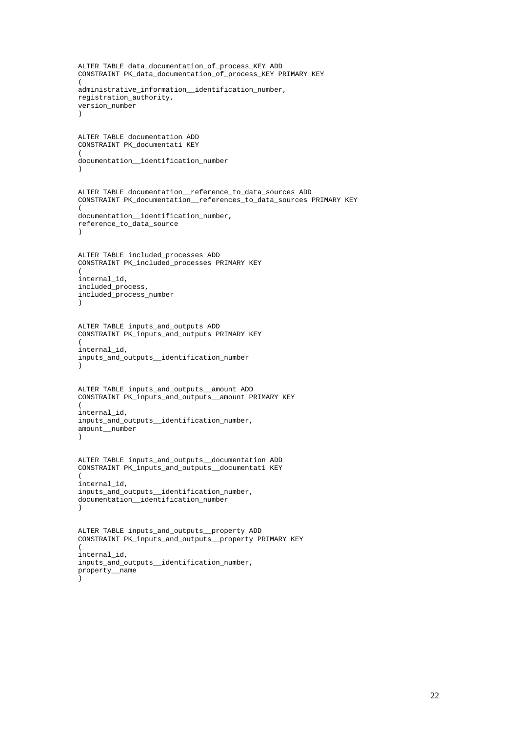```
ALTER TABLE data_documentation_of_process_KEY ADD
CONSTRAINT PK_data_documentation_of_process_KEY PRIMARY KEY
(
administrative_information__identification_number,
registration_authority,
version_number
)


ALTER TABLE documentation ADD
CONSTRAINT PK_documentati KEY
(
documentation__identification_number
)


ALTER TABLE documentation__reference_to_data_sources ADD
CONSTRAINT PK_documentation__references_to_data_sources PRIMARY KEY
(
documentation__identification_number,
reference_to_data_source
)


ALTER TABLE included_processes ADD
CONSTRAINT PK_included_processes PRIMARY KEY
(
internal_id,
included_process,
included_process_number
)


ALTER TABLE inputs_and_outputs ADD
CONSTRAINT PK_inputs_and_outputs PRIMARY KEY
(
internal_id,
inputs_and_outputs__identification_number
)


ALTER TABLE inputs_and_outputs__amount ADD
CONSTRAINT PK_inputs_and_outputs__amount PRIMARY KEY
(
internal_id,
inputs_and_outputs__identification_number,
amount__number
)


ALTER TABLE inputs_and_outputs__documentation ADD
CONSTRAINT PK_inputs_and_outputs__documentati KEY
(
internal_id,
inputs_and_outputs__identification_number,
documentation__identification_number
)


ALTER TABLE inputs_and_outputs__property ADD
CONSTRAINT PK_inputs_and_outputs__property PRIMARY KEY
(
internal_id,
inputs_and_outputs__identification_number,
property__name
)
```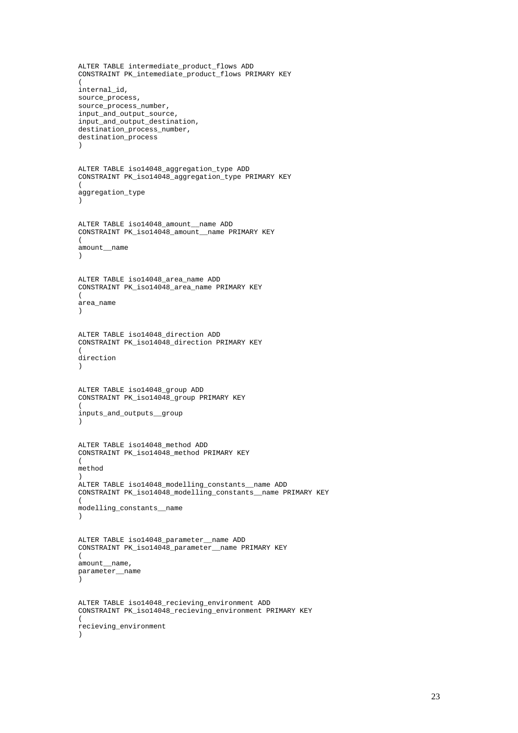```
ALTER TABLE intermediate_product_flows ADD
CONSTRAINT PK_intemediate_product_flows PRIMARY KEY
(
internal_id,
source_process,
source_process_number,
input_and_output_source,
input_and_output_destination,
destination_process_number,
destination_process
)


ALTER TABLE iso14048_aggregation_type ADD
CONSTRAINT PK_iso14048_aggregation_type PRIMARY KEY
(
aggregation_type
)


ALTER TABLE iso14048_amount__name ADD
CONSTRAINT PK_iso14048_amount__name PRIMARY KEY
(
amount__name
)


ALTER TABLE iso14048_area_name ADD
CONSTRAINT PK_iso14048_area_name PRIMARY KEY
(
area_name
)


ALTER TABLE iso14048_direction ADD
CONSTRAINT PK_iso14048_direction PRIMARY KEY
(
direction
)


ALTER TABLE iso14048_group ADD
CONSTRAINT PK_iso14048_group PRIMARY KEY
(
inputs_and_outputs__group
)


ALTER TABLE iso14048_method ADD
CONSTRAINT PK_iso14048_method PRIMARY KEY
(
method
)
ALTER TABLE iso14048_modelling_constants__name ADD
CONSTRAINT PK_iso14048_modelling_constants__name PRIMARY KEY
(
modelling_constants__name
)


ALTER TABLE iso14048_parameter__name ADD
CONSTRAINT PK_iso14048_parameter__name PRIMARY KEY
(
amount__name,
parameter__name
)


ALTER TABLE iso14048_recieving_environment ADD
CONSTRAINT PK_iso14048_recieving_environment PRIMARY KEY
(
recieving_environment
)
```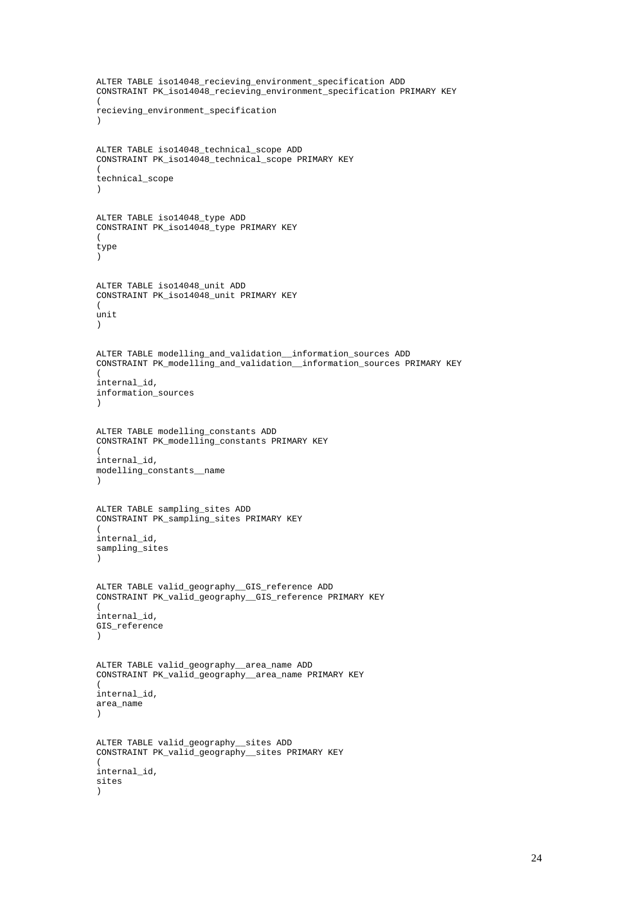```
ALTER TABLE iso14048_recieving_environment_specification ADD
CONSTRAINT PK_iso14048_recieving_environment_specification PRIMARY KEY
(
recieving_environment_specification
)


ALTER TABLE iso14048_technical_scope ADD
CONSTRAINT PK_iso14048_technical_scope PRIMARY KEY
(
technical_scope
)


ALTER TABLE iso14048_type ADD
CONSTRAINT PK_iso14048_type PRIMARY KEY
(
type
)


ALTER TABLE iso14048_unit ADD
CONSTRAINT PK_iso14048_unit PRIMARY KEY
(
unit
)


ALTER TABLE modelling_and_validation__information_sources ADD
CONSTRAINT PK_modelling_and_validation__information_sources PRIMARY KEY
(
internal_id,
information_sources
)


ALTER TABLE modelling_constants ADD
CONSTRAINT PK_modelling_constants PRIMARY KEY
(
internal_id,
modelling_constants__name
)


ALTER TABLE sampling_sites ADD
CONSTRAINT PK_sampling_sites PRIMARY KEY
(
internal_id,
sampling_sites
)


ALTER TABLE valid_geography__GIS_reference ADD
CONSTRAINT PK_valid_geography__GIS_reference PRIMARY KEY
(
internal_id,
GIS_reference
)


ALTER TABLE valid_geography__area_name ADD
CONSTRAINT PK_valid_geography__area_name PRIMARY KEY
(
internal_id,
area_name
)


ALTER TABLE valid_geography__sites ADD
CONSTRAINT PK_valid_geography__sites PRIMARY KEY
(
internal_id,
sites
)
```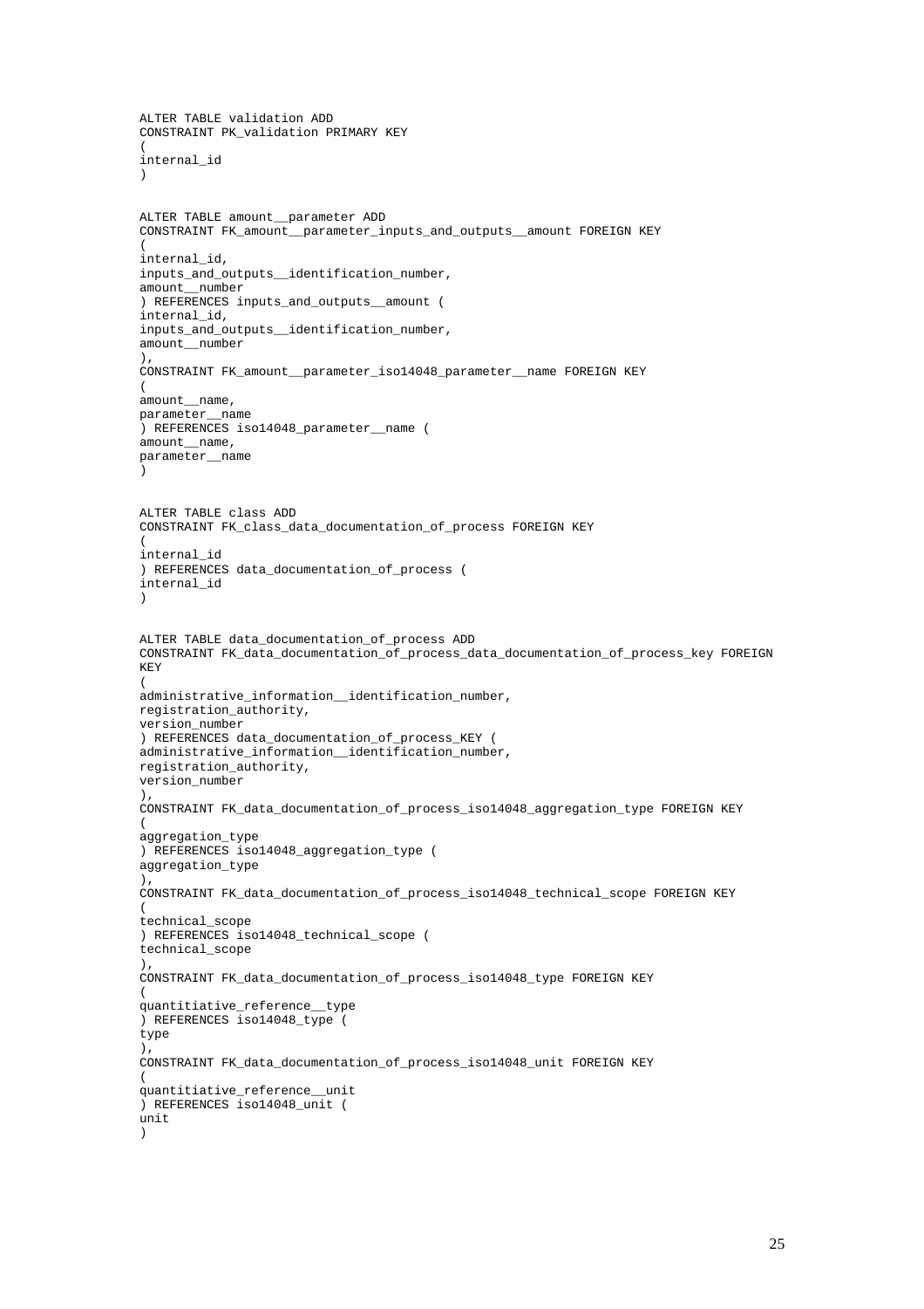```
ALTER TABLE validation ADD
CONSTRAINT PK_validation PRIMARY KEY
(
internal_id
)


ALTER TABLE amount__parameter ADD
CONSTRAINT FK_amount__parameter_inputs_and_outputs__amount FOREIGN KEY
(
internal_id,
inputs_and_outputs__identification_number,
amount__number
) REFERENCES inputs_and_outputs__amount (
internal_id,
inputs_and_outputs__identification_number,
amount__number
),
CONSTRAINT FK_amount__parameter_iso14048_parameter__name FOREIGN KEY
(
amount__name,
parameter__name
) REFERENCES iso14048_parameter__name (
amount__name,
parameter__name
)


ALTER TABLE class ADD
CONSTRAINT FK_class_data_documentation_of_process FOREIGN KEY
(
internal_id
) REFERENCES data_documentation_of_process (
internal_id
)


ALTER TABLE data_documentation_of_process ADD
CONSTRAINT FK_data_documentation_of_process_data_documentation_of_process_key FOREIGN
KEY
(
administrative_information__identification_number,
registration_authority,
version_number
) REFERENCES data_documentation_of_process_KEY (
administrative_information__identification_number,
registration_authority,
version_number
),
CONSTRAINT FK_data_documentation_of_process_iso14048_aggregation_type FOREIGN KEY
(
aggregation_type
) REFERENCES iso14048_aggregation_type (
aggregation_type
),
CONSTRAINT FK_data_documentation_of_process_iso14048_technical_scope FOREIGN KEY
(
technical_scope
) REFERENCES iso14048_technical_scope (
technical_scope
),
CONSTRAINT FK_data_documentation_of_process_iso14048_type FOREIGN KEY
(
quantitiative_reference__type
) REFERENCES iso14048_type (
type
),
CONSTRAINT FK_data_documentation_of_process_iso14048_unit FOREIGN KEY
(
quantitiative_reference__unit
) REFERENCES iso14048_unit (
unit
)
```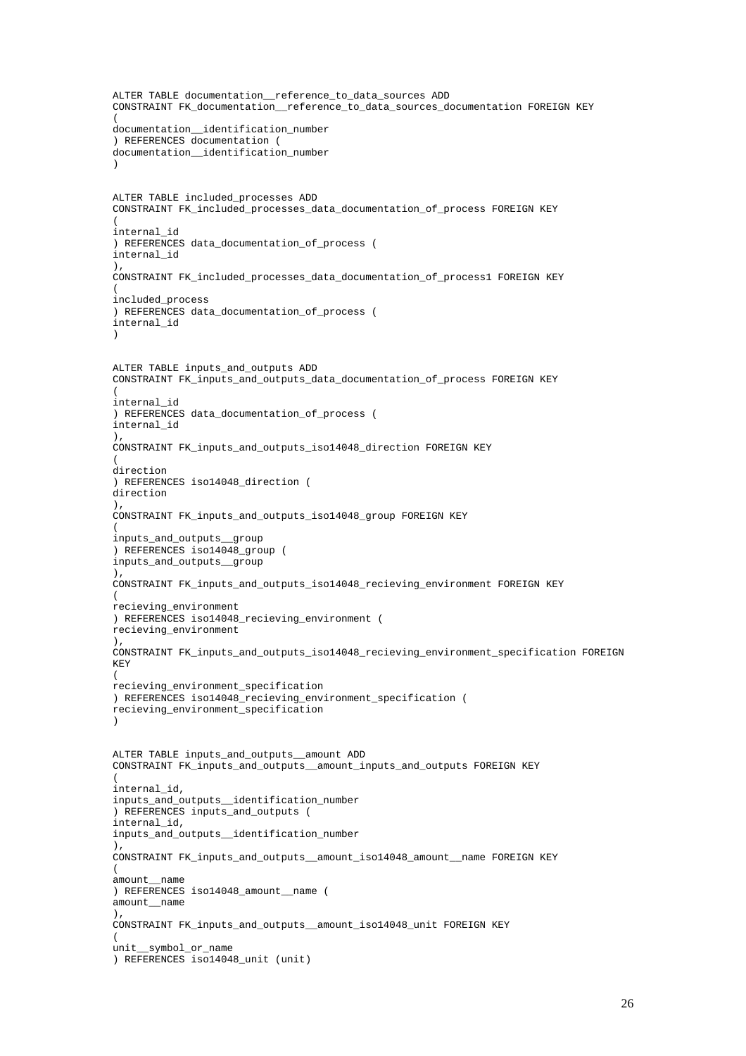```
ALTER TABLE documentation__reference_to_data_sources ADD
CONSTRAINT FK_documentation__reference_to_data_sources_documentation FOREIGN KEY
(
documentation__identification_number
) REFERENCES documentation (
documentation__identification_number
)


ALTER TABLE included_processes ADD
CONSTRAINT FK_included_processes_data_documentation_of_process FOREIGN KEY
(
internal_id
) REFERENCES data_documentation_of_process (
internal_id
),
CONSTRAINT FK_included_processes_data_documentation_of_process1 FOREIGN KEY
(
included_process
) REFERENCES data_documentation_of_process (
internal_id
)


ALTER TABLE inputs_and_outputs ADD
CONSTRAINT FK_inputs_and_outputs_data_documentation_of_process FOREIGN KEY
(
internal_id
) REFERENCES data_documentation_of_process (
internal_id
),
CONSTRAINT FK_inputs_and_outputs_iso14048_direction FOREIGN KEY
(
direction
) REFERENCES iso14048_direction (
direction
),
CONSTRAINT FK_inputs_and_outputs_iso14048_group FOREIGN KEY
(
inputs_and_outputs__group
) REFERENCES iso14048_group (
inputs_and_outputs__group
),
CONSTRAINT FK_inputs_and_outputs_iso14048_recieving_environment FOREIGN KEY
(
recieving_environment
) REFERENCES iso14048_recieving_environment (
recieving_environment
),
CONSTRAINT FK_inputs_and_outputs_iso14048_recieving_environment_specification FOREIGN
KEY
(
recieving_environment_specification
) REFERENCES iso14048_recieving_environment_specification (
recieving_environment_specification
)


ALTER TABLE inputs_and_outputs__amount ADD
CONSTRAINT FK_inputs_and_outputs__amount_inputs_and_outputs FOREIGN KEY
(
internal_id,
inputs_and_outputs__identification_number
) REFERENCES inputs_and_outputs (
internal_id,
inputs_and_outputs__identification_number
),
CONSTRAINT FK_inputs_and_outputs__amount_iso14048_amount__name FOREIGN KEY
(
amount__name
) REFERENCES iso14048_amount__name (
amount__name
),
CONSTRAINT FK_inputs_and_outputs__amount_iso14048_unit FOREIGN KEY
(
unit__symbol_or_name
) REFERENCES iso14048_unit (unit)
```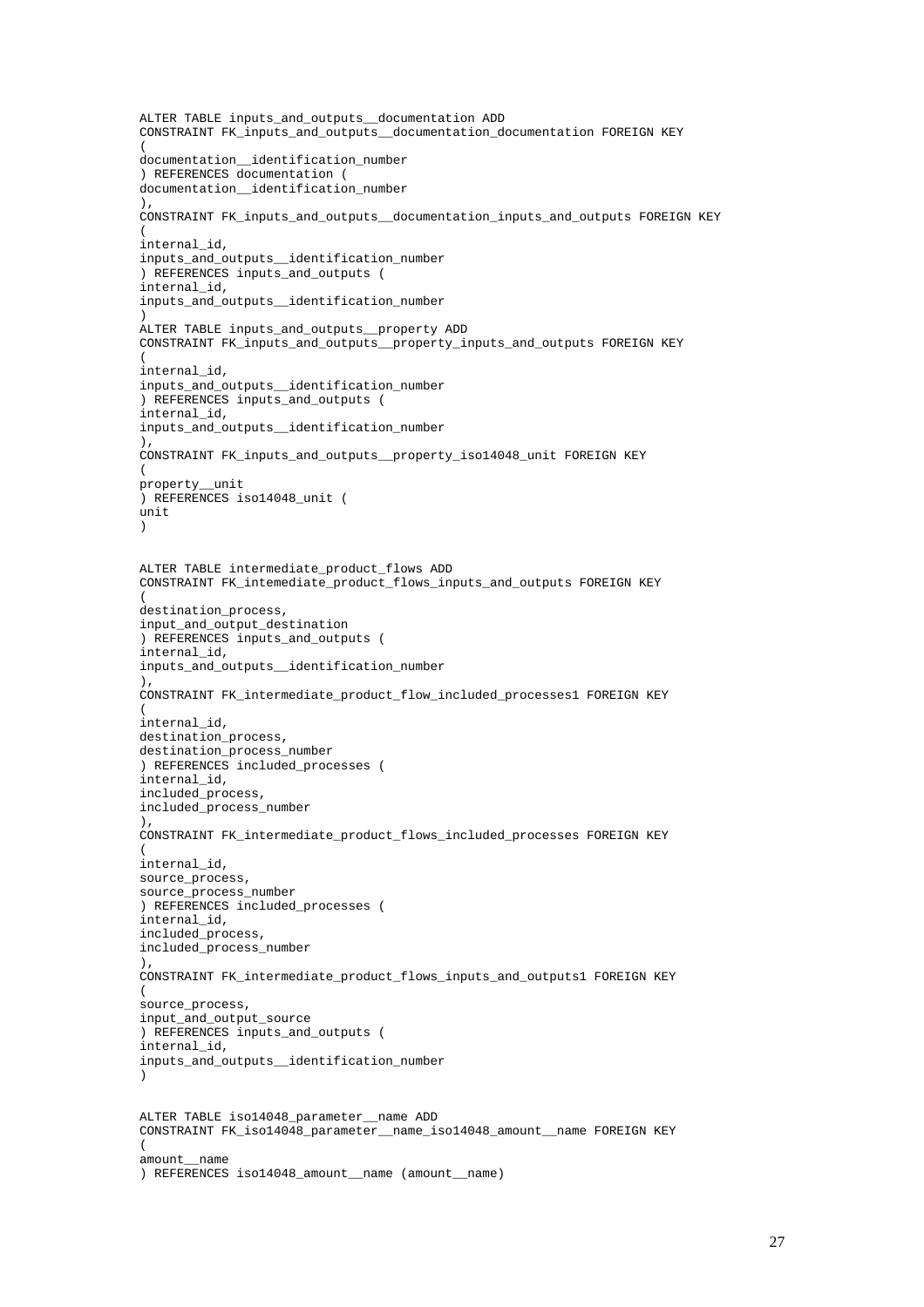```
ALTER TABLE inputs_and_outputs__documentation ADD
CONSTRAINT FK_inputs_and_outputs__documentation_documentation FOREIGN KEY
(
documentation__identification_number
) REFERENCES documentation (
documentation__identification_number
),
CONSTRAINT FK_inputs_and_outputs__documentation_inputs_and_outputs FOREIGN KEY
(
internal_id,
inputs_and_outputs__identification_number
) REFERENCES inputs_and_outputs (
internal_id,
inputs_and_outputs__identification_number
)
ALTER TABLE inputs_and_outputs__property ADD
CONSTRAINT FK_inputs_and_outputs__property_inputs_and_outputs FOREIGN KEY
(
internal_id,
inputs_and_outputs__identification_number
) REFERENCES inputs_and_outputs (
internal_id,
inputs_and_outputs__identification_number
),
CONSTRAINT FK_inputs_and_outputs__property_iso14048_unit FOREIGN KEY
(
property__unit
) REFERENCES iso14048_unit (
unit
)


ALTER TABLE intermediate_product_flows ADD
CONSTRAINT FK_intemediate_product_flows_inputs_and_outputs FOREIGN KEY
(
destination_process,
input_and_output_destination
) REFERENCES inputs_and_outputs (
internal_id,
inputs_and_outputs__identification_number
),
CONSTRAINT FK_intermediate_product_flow_included_processes1 FOREIGN KEY
(
internal_id,
destination_process,
destination_process_number
) REFERENCES included_processes (
internal_id,
included_process,
included_process_number
),
CONSTRAINT FK_intermediate_product_flows_included_processes FOREIGN KEY
(
internal_id,
source_process,
source_process_number
) REFERENCES included_processes (
internal_id,
included_process,
included_process_number
),
CONSTRAINT FK_intermediate_product_flows_inputs_and_outputs1 FOREIGN KEY
(
source_process,
input_and_output_source
) REFERENCES inputs_and_outputs (
internal_id,
inputs_and_outputs__identification_number
)


ALTER TABLE iso14048_parameter__name ADD
CONSTRAINT FK_iso14048_parameter__name_iso14048_amount__name FOREIGN KEY
(
amount__name
) REFERENCES iso14048_amount__name (amount__name)
```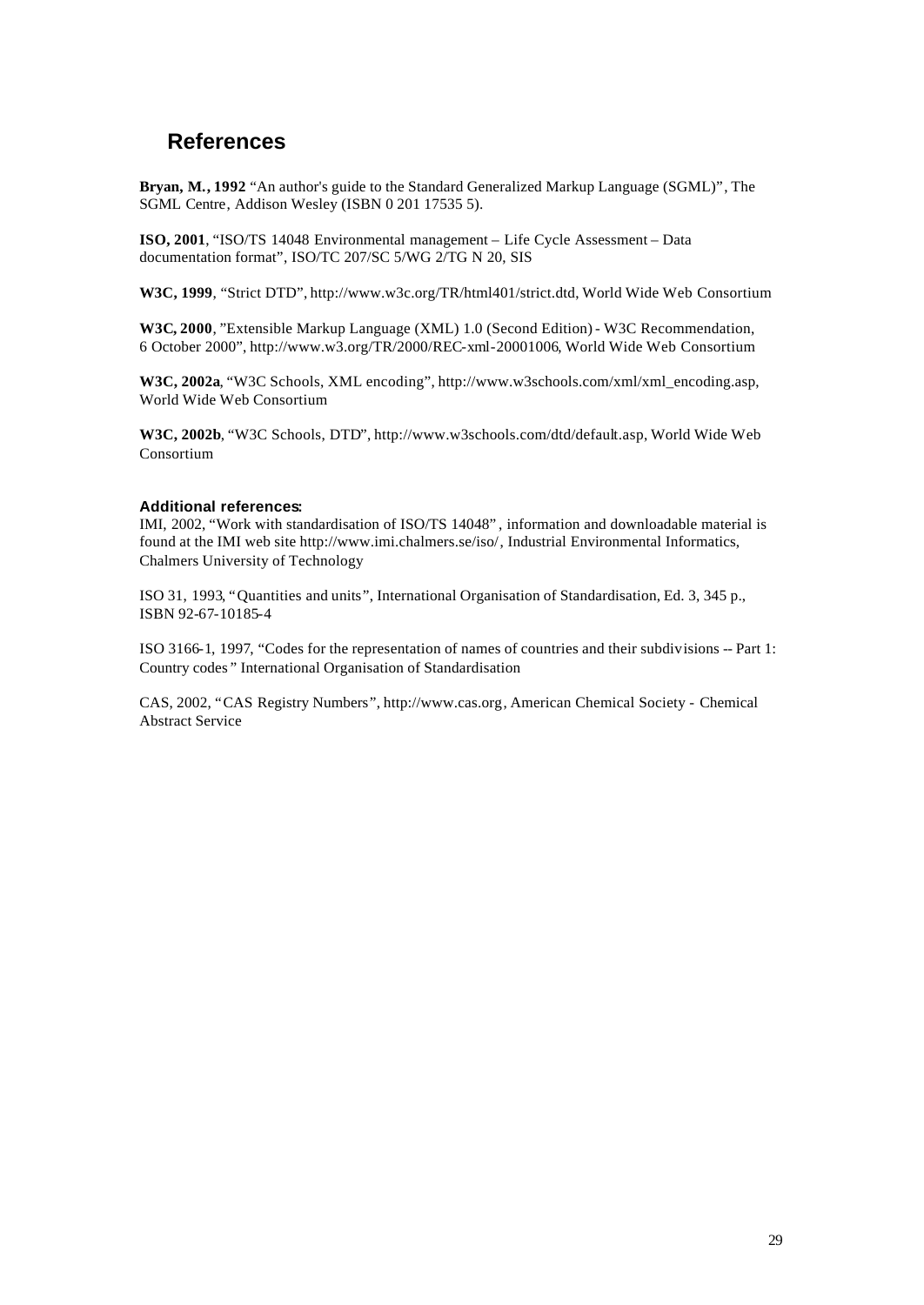# References

**Bryan, M., 1992** "An author's guide to the Standard Generalized Markup Language (SGML)", The SGML Centre, Addison Wesley (ISBN 0 201 17535 5).

**ISO, 2001**, "ISO/TS 14048 Environmental management – Life Cycle Assessment – Data documentation format", ISO/TC 207/SC 5/WG 2/TG N 20, SIS

**W3C, 1999**, "Strict DTD", http://www.w3c.org/TR/html401/strict.dtd, World Wide Web Consortium

**W3C, 2000**, "Extensible Markup Language (XML) 1.0 (Second Edition) - W3C Recommendation, 6 October 2000", http://www.w3.org/TR/2000/REC-xml-20001006, World Wide Web Consortium

**W3C, 2002a**, "W3C Schools, XML encoding", http://www.w3schools.com/xml/xml_encoding.asp, World Wide Web Consortium

**W3C, 2002b**, "W3C Schools, DTD", http://www.w3schools.com/dtd/default.asp, World Wide Web Consortium

**Additional references:**

IMI, 2002, "Work with standardisation of ISO/TS 14048", information and downloadable material is found at the IMI web site http://www.imi.chalmers.se/iso/, Industrial Environmental Informatics, Chalmers University of Technology

ISO 31, 1993, "Quantities and units", International Organisation of Standardisation, Ed. 3, 345 p., ISBN 92-67-10185-4

ISO 3166-1, 1997, "Codes for the representation of names of countries and their subdivisions -- Part 1: Country codes" International Organisation of Standardisation

CAS, 2002, "CAS Registry Numbers", http://www.cas.org, American Chemical Society - Chemical Abstract Service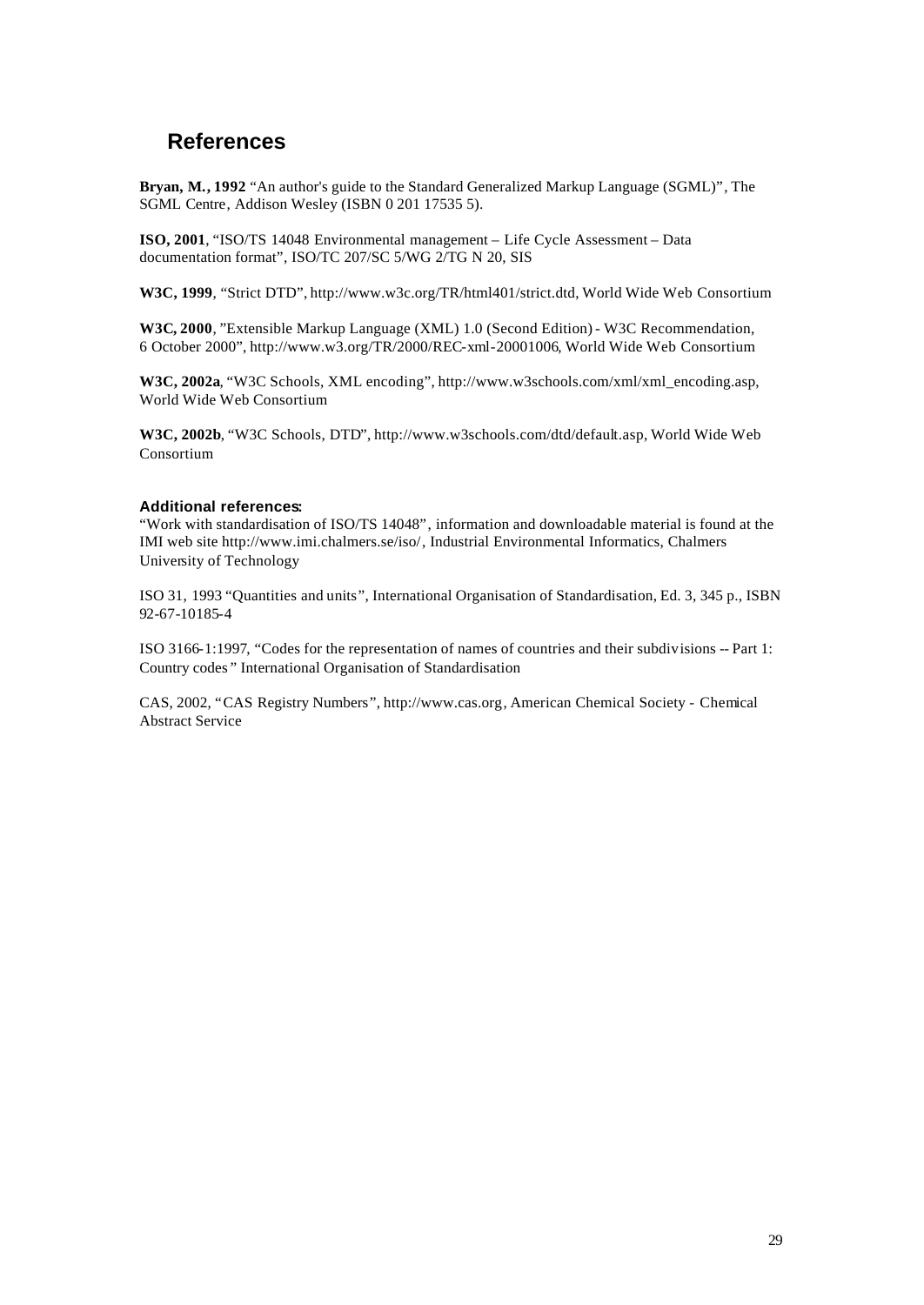# References

**Bryan, M., 1992** "An author's guide to the Standard Generalized Markup Language (SGML)", The SGML Centre, Addison Wesley (ISBN 0 201 17535 5).

**ISO, 2001**, "ISO/TS 14048 Environmental management – Life Cycle Assessment – Data documentation format", ISO/TC 207/SC 5/WG 2/TG N 20, SIS

**W3C, 1999**, "Strict DTD", http://www.w3c.org/TR/html401/strict.dtd, World Wide Web Consortium

**W3C, 2000**, "Extensible Markup Language (XML) 1.0 (Second Edition) - W3C Recommendation, 6 October 2000", http://www.w3.org/TR/2000/REC-xml-20001006, World Wide Web Consortium

**W3C, 2002a**, "W3C Schools, XML encoding", http://www.w3schools.com/xml/xml_encoding.asp, World Wide Web Consortium

**W3C, 2002b**, "W3C Schools, DTD", http://www.w3schools.com/dtd/default.asp, World Wide Web Consortium

**Additional references:**

"Work with standardisation of ISO/TS 14048", information and downloadable material is found at the IMI web site http://www.imi.chalmers.se/iso/, Industrial Environmental Informatics, Chalmers University of Technology

ISO 31, 1993 "Quantities and units", International Organisation of Standardisation, Ed. 3, 345 p., ISBN 92-67-10185-4

ISO 3166-1:1997, "Codes for the representation of names of countries and their subdivisions -- Part 1: Country codes" International Organisation of Standardisation

CAS, 2002, "CAS Registry Numbers", http://www.cas.org, American Chemical Society - Chemical Abstract Service